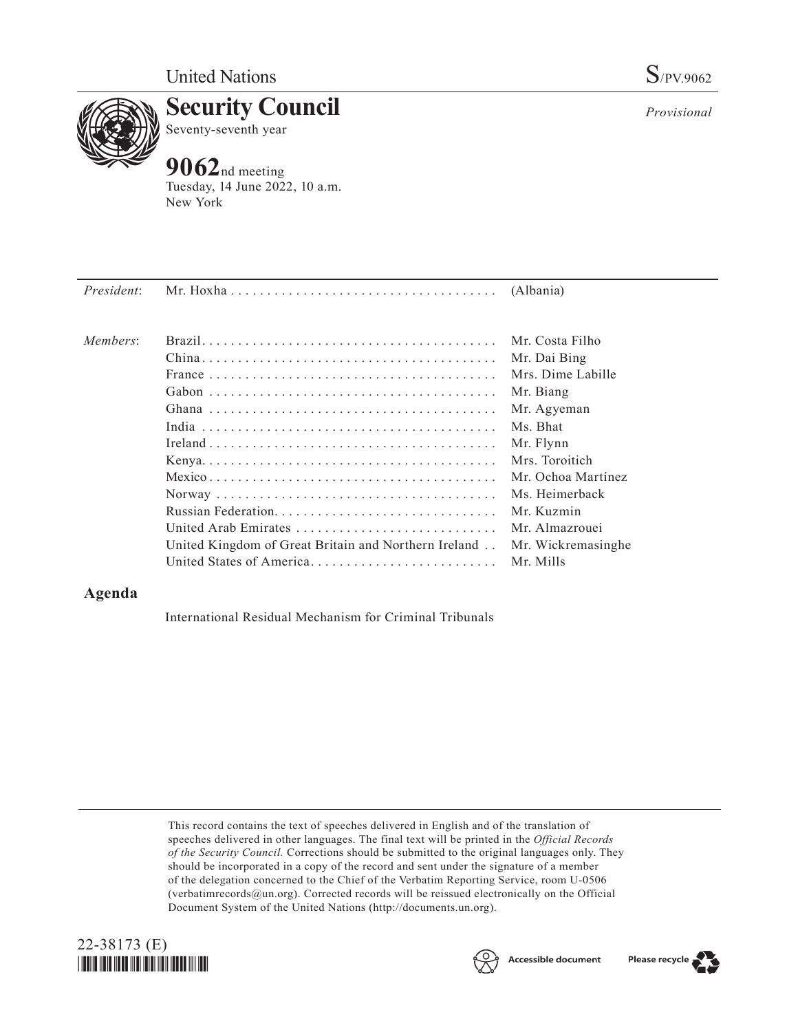United Nations

S/PV.9062

# Security Council

Seventy-seventh year

*Provisional*

**9062**nd meeting
Tuesday, 14 June 2022, 10 a.m.
New York

| | | |
|---|---|---|
| *President*: | Mr. Hoxha | (Albania) |
| *Members*: | Brazil | Mr. Costa Filho |
| | China | Mr. Dai Bing |
| | France | Mrs. Dime Labille |
| | Gabon | Mr. Biang |
| | Ghana | Mr. Agyeman |
| | India | Ms. Bhat |
| | Ireland | Mr. Flynn |
| | Kenya | Mrs. Toroitich |
| | Mexico | Mr. Ochoa Martínez |
| | Norway | Ms. Heimerback |
| | Russian Federation | Mr. Kuzmin |
| | United Arab Emirates | Mr. Almazrouei |
| | United Kingdom of Great Britain and Northern Ireland | Mr. Wickremasinghe |
| | United States of America | Mr. Mills |

## Agenda

International Residual Mechanism for Criminal Tribunals

This record contains the text of speeches delivered in English and of the translation of speeches delivered in other languages. The final text will be printed in the *Official Records of the Security Council.* Corrections should be submitted to the original languages only. They should be incorporated in a copy of the record and sent under the signature of a member of the delegation concerned to the Chief of the Verbatim Reporting Service, room U-0506 (verbatimrecords@un.org). Corrected records will be reissued electronically on the Official Document System of the United Nations (http://documents.un.org).

22-38173 (E)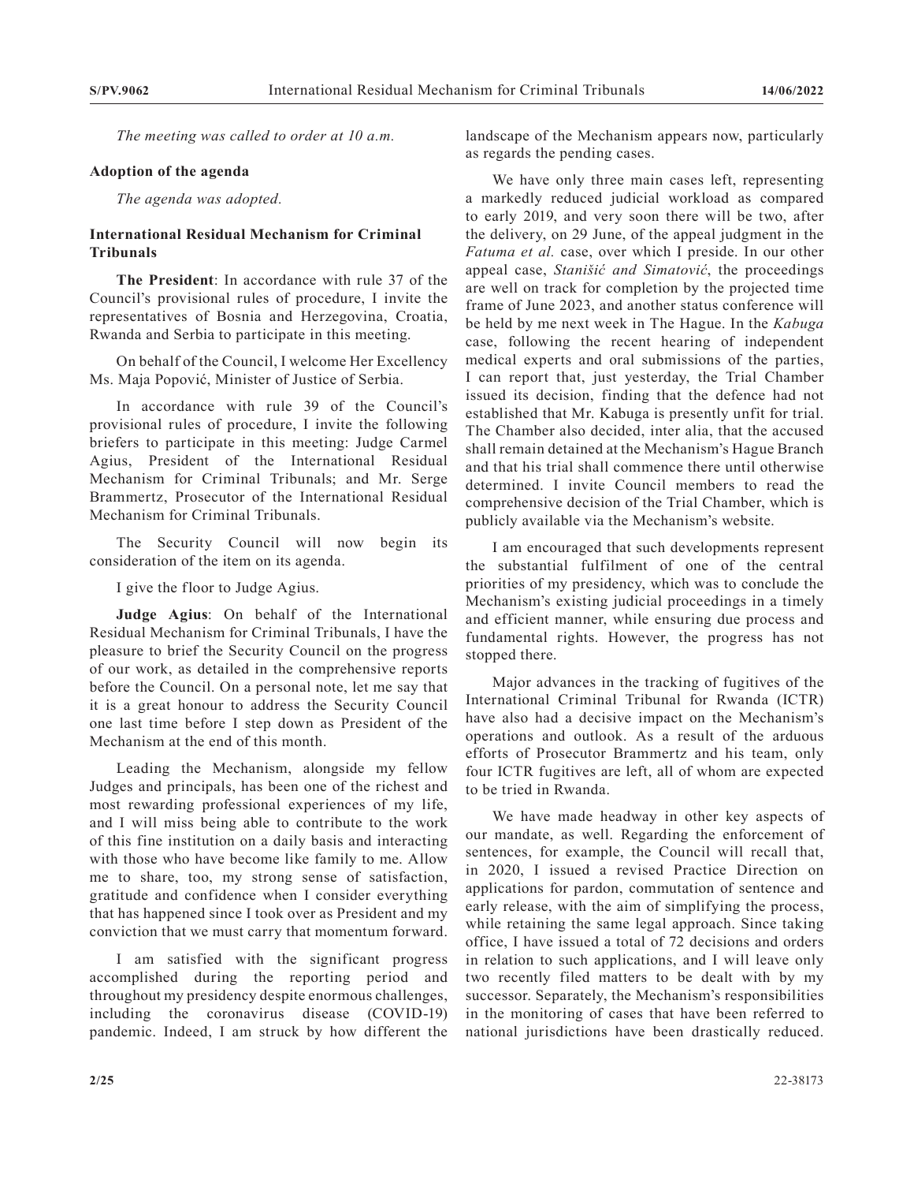*The meeting was called to order at 10 a.m.*

**Adoption of the agenda**

*The agenda was adopted.*

**International Residual Mechanism for Criminal Tribunals**

**The President**: In accordance with rule 37 of the Council's provisional rules of procedure, I invite the representatives of Bosnia and Herzegovina, Croatia, Rwanda and Serbia to participate in this meeting.

On behalf of the Council, I welcome Her Excellency Ms. Maja Popović, Minister of Justice of Serbia.

In accordance with rule 39 of the Council's provisional rules of procedure, I invite the following briefers to participate in this meeting: Judge Carmel Agius, President of the International Residual Mechanism for Criminal Tribunals; and Mr. Serge Brammertz, Prosecutor of the International Residual Mechanism for Criminal Tribunals.

The Security Council will now begin its consideration of the item on its agenda.

I give the floor to Judge Agius.

**Judge Agius**: On behalf of the International Residual Mechanism for Criminal Tribunals, I have the pleasure to brief the Security Council on the progress of our work, as detailed in the comprehensive reports before the Council. On a personal note, let me say that it is a great honour to address the Security Council one last time before I step down as President of the Mechanism at the end of this month.

Leading the Mechanism, alongside my fellow Judges and principals, has been one of the richest and most rewarding professional experiences of my life, and I will miss being able to contribute to the work of this fine institution on a daily basis and interacting with those who have become like family to me. Allow me to share, too, my strong sense of satisfaction, gratitude and confidence when I consider everything that has happened since I took over as President and my conviction that we must carry that momentum forward.

I am satisfied with the significant progress accomplished during the reporting period and throughout my presidency despite enormous challenges, including the coronavirus disease (COVID-19) pandemic. Indeed, I am struck by how different the landscape of the Mechanism appears now, particularly as regards the pending cases.

We have only three main cases left, representing a markedly reduced judicial workload as compared to early 2019, and very soon there will be two, after the delivery, on 29 June, of the appeal judgment in the *Fatuma et al.* case, over which I preside. In our other appeal case, *Stanišić and Simatović*, the proceedings are well on track for completion by the projected time frame of June 2023, and another status conference will be held by me next week in The Hague. In the *Kabuga* case, following the recent hearing of independent medical experts and oral submissions of the parties, I can report that, just yesterday, the Trial Chamber issued its decision, finding that the defence had not established that Mr. Kabuga is presently unfit for trial. The Chamber also decided, inter alia, that the accused shall remain detained at the Mechanism's Hague Branch and that his trial shall commence there until otherwise determined. I invite Council members to read the comprehensive decision of the Trial Chamber, which is publicly available via the Mechanism's website.

I am encouraged that such developments represent the substantial fulfilment of one of the central priorities of my presidency, which was to conclude the Mechanism's existing judicial proceedings in a timely and efficient manner, while ensuring due process and fundamental rights. However, the progress has not stopped there.

Major advances in the tracking of fugitives of the International Criminal Tribunal for Rwanda (ICTR) have also had a decisive impact on the Mechanism's operations and outlook. As a result of the arduous efforts of Prosecutor Brammertz and his team, only four ICTR fugitives are left, all of whom are expected to be tried in Rwanda.

We have made headway in other key aspects of our mandate, as well. Regarding the enforcement of sentences, for example, the Council will recall that, in 2020, I issued a revised Practice Direction on applications for pardon, commutation of sentence and early release, with the aim of simplifying the process, while retaining the same legal approach. Since taking office, I have issued a total of 72 decisions and orders in relation to such applications, and I will leave only two recently filed matters to be dealt with by my successor. Separately, the Mechanism's responsibilities in the monitoring of cases that have been referred to national jurisdictions have been drastically reduced.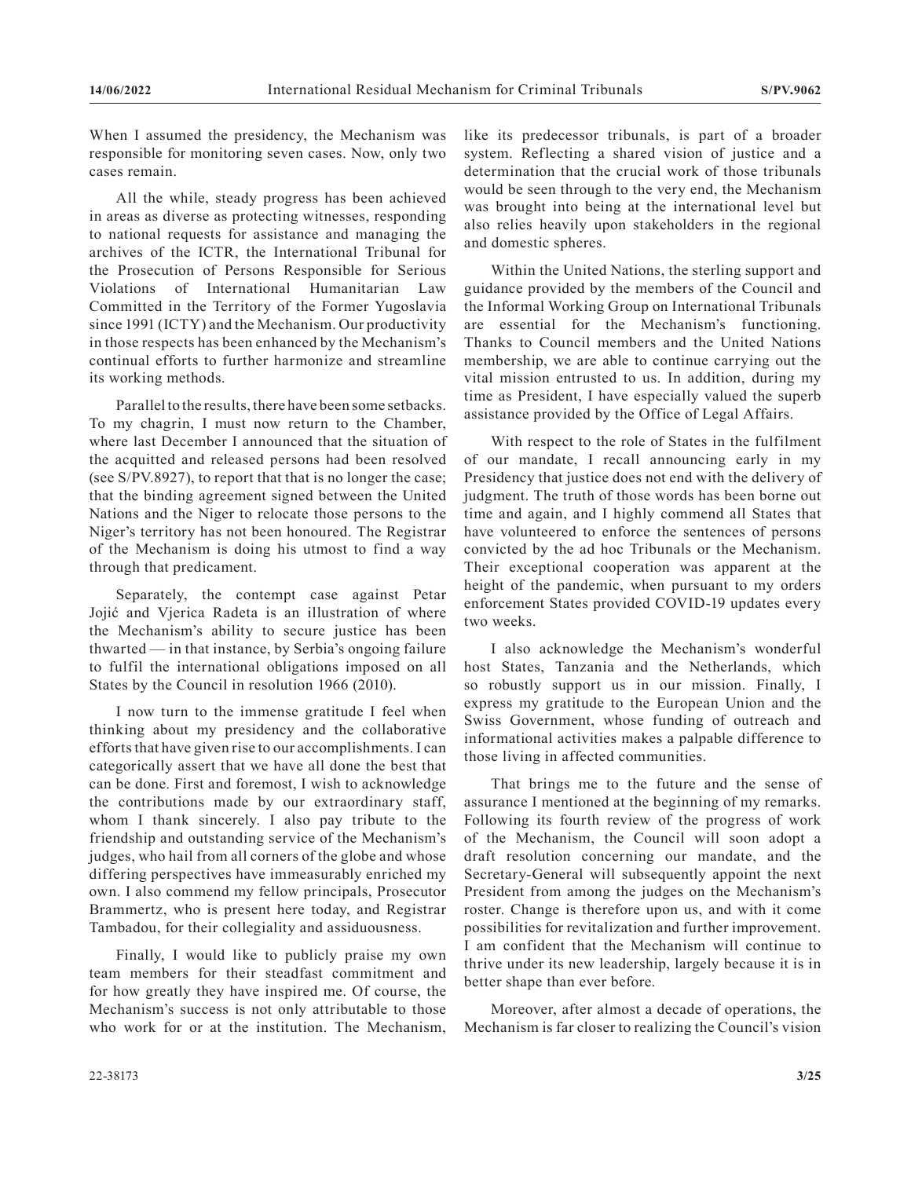When I assumed the presidency, the Mechanism was responsible for monitoring seven cases. Now, only two cases remain.

All the while, steady progress has been achieved in areas as diverse as protecting witnesses, responding to national requests for assistance and managing the archives of the ICTR, the International Tribunal for the Prosecution of Persons Responsible for Serious Violations of International Humanitarian Law Committed in the Territory of the Former Yugoslavia since 1991 (ICTY) and the Mechanism. Our productivity in those respects has been enhanced by the Mechanism's continual efforts to further harmonize and streamline its working methods.

Parallel to the results, there have been some setbacks. To my chagrin, I must now return to the Chamber, where last December I announced that the situation of the acquitted and released persons had been resolved (see S/PV.8927), to report that that is no longer the case; that the binding agreement signed between the United Nations and the Niger to relocate those persons to the Niger's territory has not been honoured. The Registrar of the Mechanism is doing his utmost to find a way through that predicament.

Separately, the contempt case against Petar Jojić and Vjerica Radeta is an illustration of where the Mechanism's ability to secure justice has been thwarted — in that instance, by Serbia's ongoing failure to fulfil the international obligations imposed on all States by the Council in resolution 1966 (2010).

I now turn to the immense gratitude I feel when thinking about my presidency and the collaborative efforts that have given rise to our accomplishments. I can categorically assert that we have all done the best that can be done. First and foremost, I wish to acknowledge the contributions made by our extraordinary staff, whom I thank sincerely. I also pay tribute to the friendship and outstanding service of the Mechanism's judges, who hail from all corners of the globe and whose differing perspectives have immeasurably enriched my own. I also commend my fellow principals, Prosecutor Brammertz, who is present here today, and Registrar Tambadou, for their collegiality and assiduousness.

Finally, I would like to publicly praise my own team members for their steadfast commitment and for how greatly they have inspired me. Of course, the Mechanism's success is not only attributable to those who work for or at the institution. The Mechanism, like its predecessor tribunals, is part of a broader system. Reflecting a shared vision of justice and a determination that the crucial work of those tribunals would be seen through to the very end, the Mechanism was brought into being at the international level but also relies heavily upon stakeholders in the regional and domestic spheres.

Within the United Nations, the sterling support and guidance provided by the members of the Council and the Informal Working Group on International Tribunals are essential for the Mechanism's functioning. Thanks to Council members and the United Nations membership, we are able to continue carrying out the vital mission entrusted to us. In addition, during my time as President, I have especially valued the superb assistance provided by the Office of Legal Affairs.

With respect to the role of States in the fulfilment of our mandate, I recall announcing early in my Presidency that justice does not end with the delivery of judgment. The truth of those words has been borne out time and again, and I highly commend all States that have volunteered to enforce the sentences of persons convicted by the ad hoc Tribunals or the Mechanism. Their exceptional cooperation was apparent at the height of the pandemic, when pursuant to my orders enforcement States provided COVID-19 updates every two weeks.

I also acknowledge the Mechanism's wonderful host States, Tanzania and the Netherlands, which so robustly support us in our mission. Finally, I express my gratitude to the European Union and the Swiss Government, whose funding of outreach and informational activities makes a palpable difference to those living in affected communities.

That brings me to the future and the sense of assurance I mentioned at the beginning of my remarks. Following its fourth review of the progress of work of the Mechanism, the Council will soon adopt a draft resolution concerning our mandate, and the Secretary-General will subsequently appoint the next President from among the judges on the Mechanism's roster. Change is therefore upon us, and with it come possibilities for revitalization and further improvement. I am confident that the Mechanism will continue to thrive under its new leadership, largely because it is in better shape than ever before.

Moreover, after almost a decade of operations, the Mechanism is far closer to realizing the Council's vision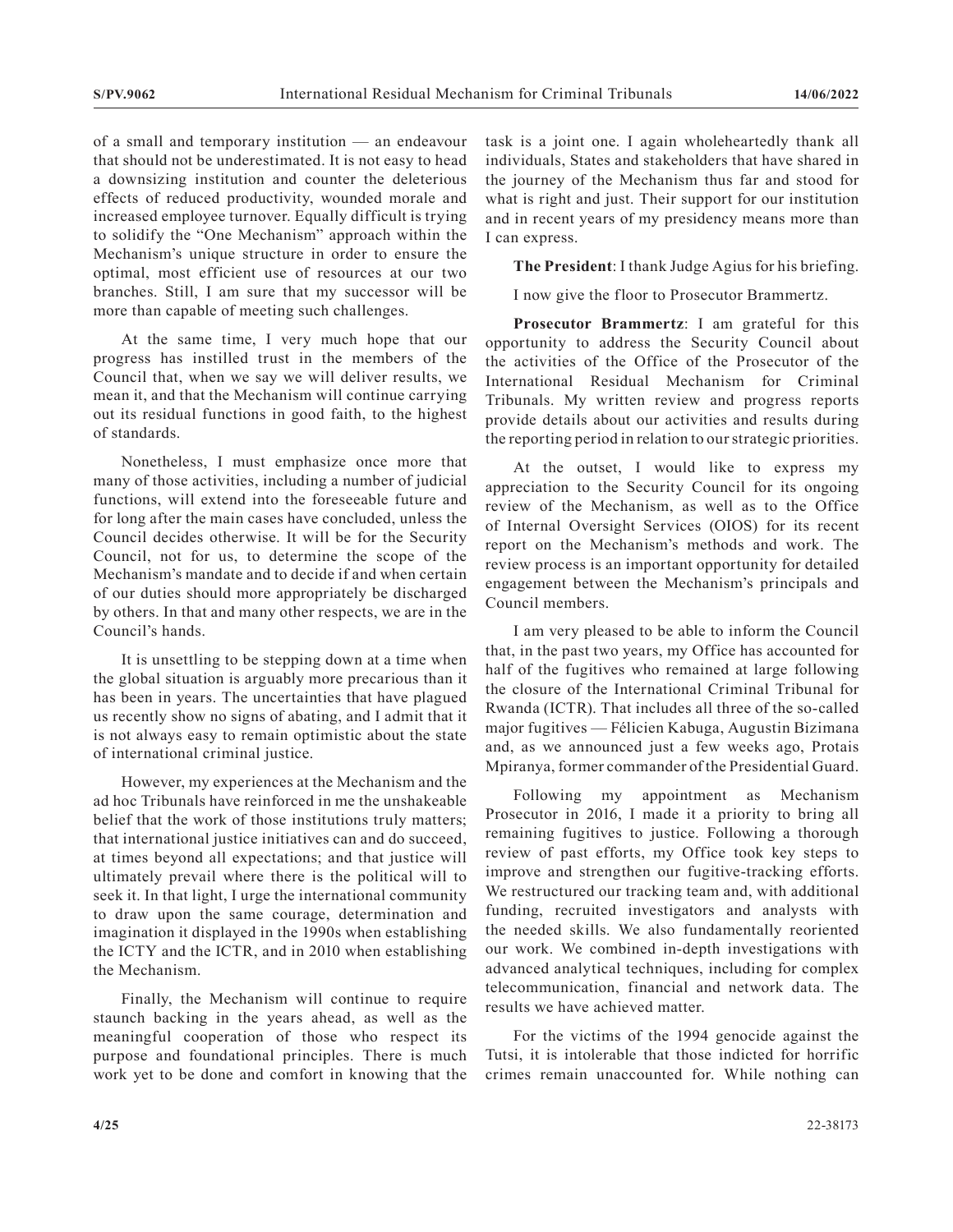of a small and temporary institution — an endeavour that should not be underestimated. It is not easy to head a downsizing institution and counter the deleterious effects of reduced productivity, wounded morale and increased employee turnover. Equally difficult is trying to solidify the "One Mechanism" approach within the Mechanism's unique structure in order to ensure the optimal, most efficient use of resources at our two branches. Still, I am sure that my successor will be more than capable of meeting such challenges.

At the same time, I very much hope that our progress has instilled trust in the members of the Council that, when we say we will deliver results, we mean it, and that the Mechanism will continue carrying out its residual functions in good faith, to the highest of standards.

Nonetheless, I must emphasize once more that many of those activities, including a number of judicial functions, will extend into the foreseeable future and for long after the main cases have concluded, unless the Council decides otherwise. It will be for the Security Council, not for us, to determine the scope of the Mechanism's mandate and to decide if and when certain of our duties should more appropriately be discharged by others. In that and many other respects, we are in the Council's hands.

It is unsettling to be stepping down at a time when the global situation is arguably more precarious than it has been in years. The uncertainties that have plagued us recently show no signs of abating, and I admit that it is not always easy to remain optimistic about the state of international criminal justice.

However, my experiences at the Mechanism and the ad hoc Tribunals have reinforced in me the unshakeable belief that the work of those institutions truly matters; that international justice initiatives can and do succeed, at times beyond all expectations; and that justice will ultimately prevail where there is the political will to seek it. In that light, I urge the international community to draw upon the same courage, determination and imagination it displayed in the 1990s when establishing the ICTY and the ICTR, and in 2010 when establishing the Mechanism.

Finally, the Mechanism will continue to require staunch backing in the years ahead, as well as the meaningful cooperation of those who respect its purpose and foundational principles. There is much work yet to be done and comfort in knowing that the task is a joint one. I again wholeheartedly thank all individuals, States and stakeholders that have shared in the journey of the Mechanism thus far and stood for what is right and just. Their support for our institution and in recent years of my presidency means more than I can express.

**The President**: I thank Judge Agius for his briefing.

I now give the floor to Prosecutor Brammertz.

**Prosecutor Brammertz**: I am grateful for this opportunity to address the Security Council about the activities of the Office of the Prosecutor of the International Residual Mechanism for Criminal Tribunals. My written review and progress reports provide details about our activities and results during the reporting period in relation to our strategic priorities.

At the outset, I would like to express my appreciation to the Security Council for its ongoing review of the Mechanism, as well as to the Office of Internal Oversight Services (OIOS) for its recent report on the Mechanism's methods and work. The review process is an important opportunity for detailed engagement between the Mechanism's principals and Council members.

I am very pleased to be able to inform the Council that, in the past two years, my Office has accounted for half of the fugitives who remained at large following the closure of the International Criminal Tribunal for Rwanda (ICTR). That includes all three of the so-called major fugitives — Félicien Kabuga, Augustin Bizimana and, as we announced just a few weeks ago, Protais Mpiranya, former commander of the Presidential Guard.

Following my appointment as Mechanism Prosecutor in 2016, I made it a priority to bring all remaining fugitives to justice. Following a thorough review of past efforts, my Office took key steps to improve and strengthen our fugitive-tracking efforts. We restructured our tracking team and, with additional funding, recruited investigators and analysts with the needed skills. We also fundamentally reoriented our work. We combined in-depth investigations with advanced analytical techniques, including for complex telecommunication, financial and network data. The results we have achieved matter.

For the victims of the 1994 genocide against the Tutsi, it is intolerable that those indicted for horrific crimes remain unaccounted for. While nothing can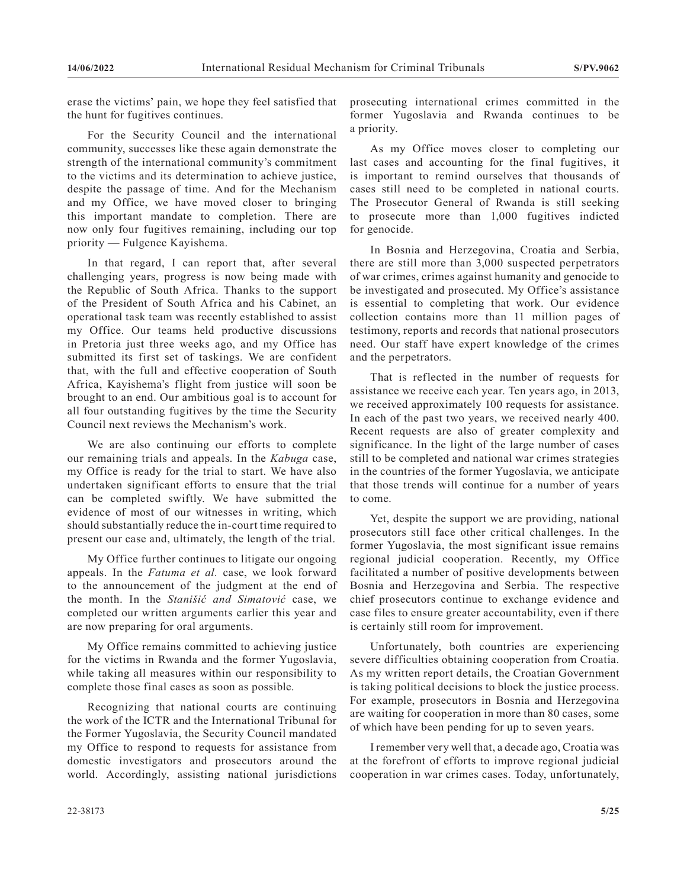erase the victims' pain, we hope they feel satisfied that the hunt for fugitives continues.

For the Security Council and the international community, successes like these again demonstrate the strength of the international community's commitment to the victims and its determination to achieve justice, despite the passage of time. And for the Mechanism and my Office, we have moved closer to bringing this important mandate to completion. There are now only four fugitives remaining, including our top priority — Fulgence Kayishema.

In that regard, I can report that, after several challenging years, progress is now being made with the Republic of South Africa. Thanks to the support of the President of South Africa and his Cabinet, an operational task team was recently established to assist my Office. Our teams held productive discussions in Pretoria just three weeks ago, and my Office has submitted its first set of taskings. We are confident that, with the full and effective cooperation of South Africa, Kayishema's flight from justice will soon be brought to an end. Our ambitious goal is to account for all four outstanding fugitives by the time the Security Council next reviews the Mechanism's work.

We are also continuing our efforts to complete our remaining trials and appeals. In the *Kabuga* case, my Office is ready for the trial to start. We have also undertaken significant efforts to ensure that the trial can be completed swiftly. We have submitted the evidence of most of our witnesses in writing, which should substantially reduce the in-court time required to present our case and, ultimately, the length of the trial.

My Office further continues to litigate our ongoing appeals. In the *Fatuma et al.* case, we look forward to the announcement of the judgment at the end of the month. In the *Stanišić and Simatović* case, we completed our written arguments earlier this year and are now preparing for oral arguments.

My Office remains committed to achieving justice for the victims in Rwanda and the former Yugoslavia, while taking all measures within our responsibility to complete those final cases as soon as possible.

Recognizing that national courts are continuing the work of the ICTR and the International Tribunal for the Former Yugoslavia, the Security Council mandated my Office to respond to requests for assistance from domestic investigators and prosecutors around the world. Accordingly, assisting national jurisdictions prosecuting international crimes committed in the former Yugoslavia and Rwanda continues to be a priority.

As my Office moves closer to completing our last cases and accounting for the final fugitives, it is important to remind ourselves that thousands of cases still need to be completed in national courts. The Prosecutor General of Rwanda is still seeking to prosecute more than 1,000 fugitives indicted for genocide.

In Bosnia and Herzegovina, Croatia and Serbia, there are still more than 3,000 suspected perpetrators of war crimes, crimes against humanity and genocide to be investigated and prosecuted. My Office's assistance is essential to completing that work. Our evidence collection contains more than 11 million pages of testimony, reports and records that national prosecutors need. Our staff have expert knowledge of the crimes and the perpetrators.

That is reflected in the number of requests for assistance we receive each year. Ten years ago, in 2013, we received approximately 100 requests for assistance. In each of the past two years, we received nearly 400. Recent requests are also of greater complexity and significance. In the light of the large number of cases still to be completed and national war crimes strategies in the countries of the former Yugoslavia, we anticipate that those trends will continue for a number of years to come.

Yet, despite the support we are providing, national prosecutors still face other critical challenges. In the former Yugoslavia, the most significant issue remains regional judicial cooperation. Recently, my Office facilitated a number of positive developments between Bosnia and Herzegovina and Serbia. The respective chief prosecutors continue to exchange evidence and case files to ensure greater accountability, even if there is certainly still room for improvement.

Unfortunately, both countries are experiencing severe difficulties obtaining cooperation from Croatia. As my written report details, the Croatian Government is taking political decisions to block the justice process. For example, prosecutors in Bosnia and Herzegovina are waiting for cooperation in more than 80 cases, some of which have been pending for up to seven years.

I remember very well that, a decade ago, Croatia was at the forefront of efforts to improve regional judicial cooperation in war crimes cases. Today, unfortunately,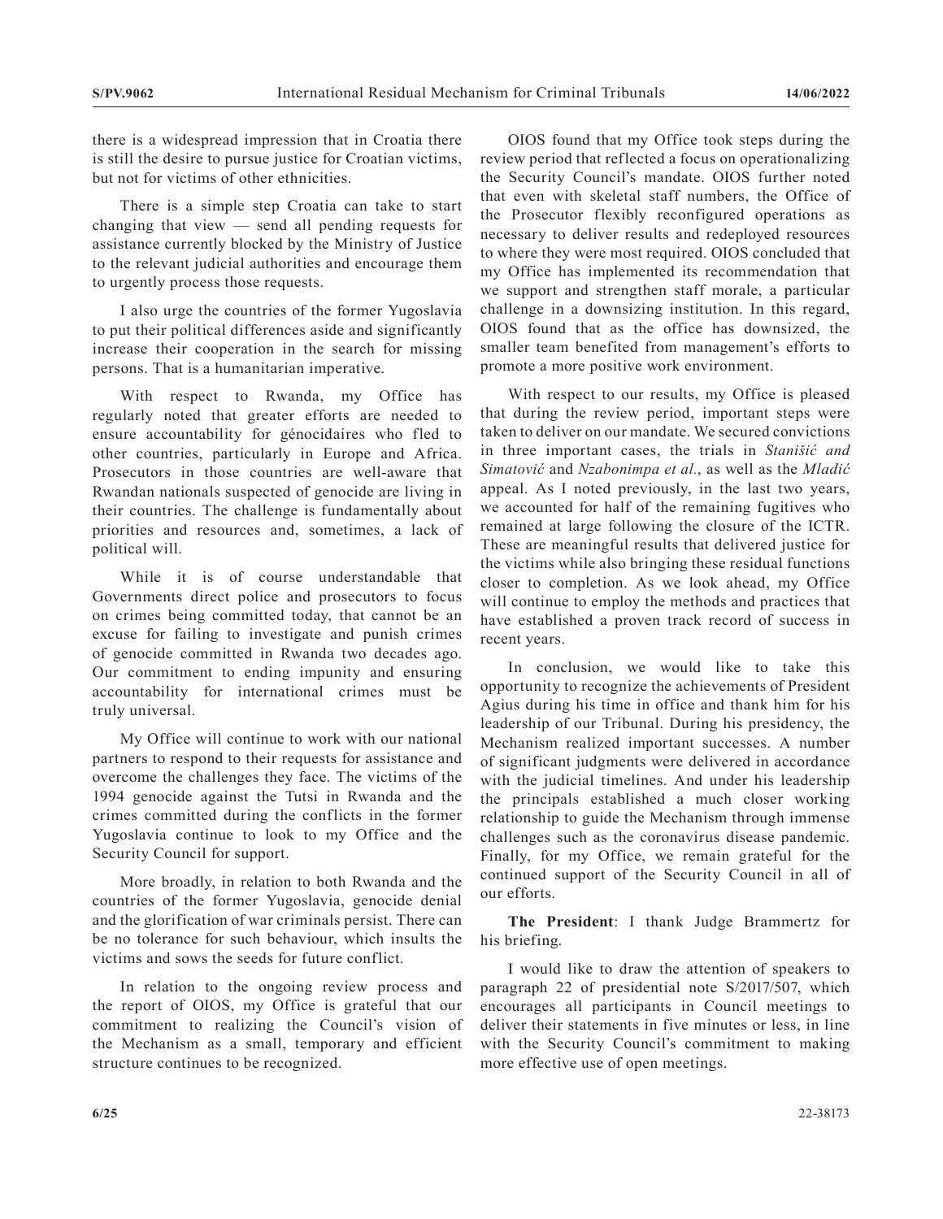there is a widespread impression that in Croatia there is still the desire to pursue justice for Croatian victims, but not for victims of other ethnicities.

There is a simple step Croatia can take to start changing that view — send all pending requests for assistance currently blocked by the Ministry of Justice to the relevant judicial authorities and encourage them to urgently process those requests.

I also urge the countries of the former Yugoslavia to put their political differences aside and significantly increase their cooperation in the search for missing persons. That is a humanitarian imperative.

With respect to Rwanda, my Office has regularly noted that greater efforts are needed to ensure accountability for génocidaires who fled to other countries, particularly in Europe and Africa. Prosecutors in those countries are well-aware that Rwandan nationals suspected of genocide are living in their countries. The challenge is fundamentally about priorities and resources and, sometimes, a lack of political will.

While it is of course understandable that Governments direct police and prosecutors to focus on crimes being committed today, that cannot be an excuse for failing to investigate and punish crimes of genocide committed in Rwanda two decades ago. Our commitment to ending impunity and ensuring accountability for international crimes must be truly universal.

My Office will continue to work with our national partners to respond to their requests for assistance and overcome the challenges they face. The victims of the 1994 genocide against the Tutsi in Rwanda and the crimes committed during the conflicts in the former Yugoslavia continue to look to my Office and the Security Council for support.

More broadly, in relation to both Rwanda and the countries of the former Yugoslavia, genocide denial and the glorification of war criminals persist. There can be no tolerance for such behaviour, which insults the victims and sows the seeds for future conflict.

In relation to the ongoing review process and the report of OIOS, my Office is grateful that our commitment to realizing the Council's vision of the Mechanism as a small, temporary and efficient structure continues to be recognized.

OIOS found that my Office took steps during the review period that reflected a focus on operationalizing the Security Council's mandate. OIOS further noted that even with skeletal staff numbers, the Office of the Prosecutor flexibly reconfigured operations as necessary to deliver results and redeployed resources to where they were most required. OIOS concluded that my Office has implemented its recommendation that we support and strengthen staff morale, a particular challenge in a downsizing institution. In this regard, OIOS found that as the office has downsized, the smaller team benefited from management's efforts to promote a more positive work environment.

With respect to our results, my Office is pleased that during the review period, important steps were taken to deliver on our mandate. We secured convictions in three important cases, the trials in *Stanišić and Simatović* and *Nzabonimpa et al.*, as well as the *Mladić* appeal. As I noted previously, in the last two years, we accounted for half of the remaining fugitives who remained at large following the closure of the ICTR. These are meaningful results that delivered justice for the victims while also bringing these residual functions closer to completion. As we look ahead, my Office will continue to employ the methods and practices that have established a proven track record of success in recent years.

In conclusion, we would like to take this opportunity to recognize the achievements of President Agius during his time in office and thank him for his leadership of our Tribunal. During his presidency, the Mechanism realized important successes. A number of significant judgments were delivered in accordance with the judicial timelines. And under his leadership the principals established a much closer working relationship to guide the Mechanism through immense challenges such as the coronavirus disease pandemic. Finally, for my Office, we remain grateful for the continued support of the Security Council in all of our efforts.

**The President**: I thank Judge Brammertz for his briefing.

I would like to draw the attention of speakers to paragraph 22 of presidential note S/2017/507, which encourages all participants in Council meetings to deliver their statements in five minutes or less, in line with the Security Council's commitment to making more effective use of open meetings.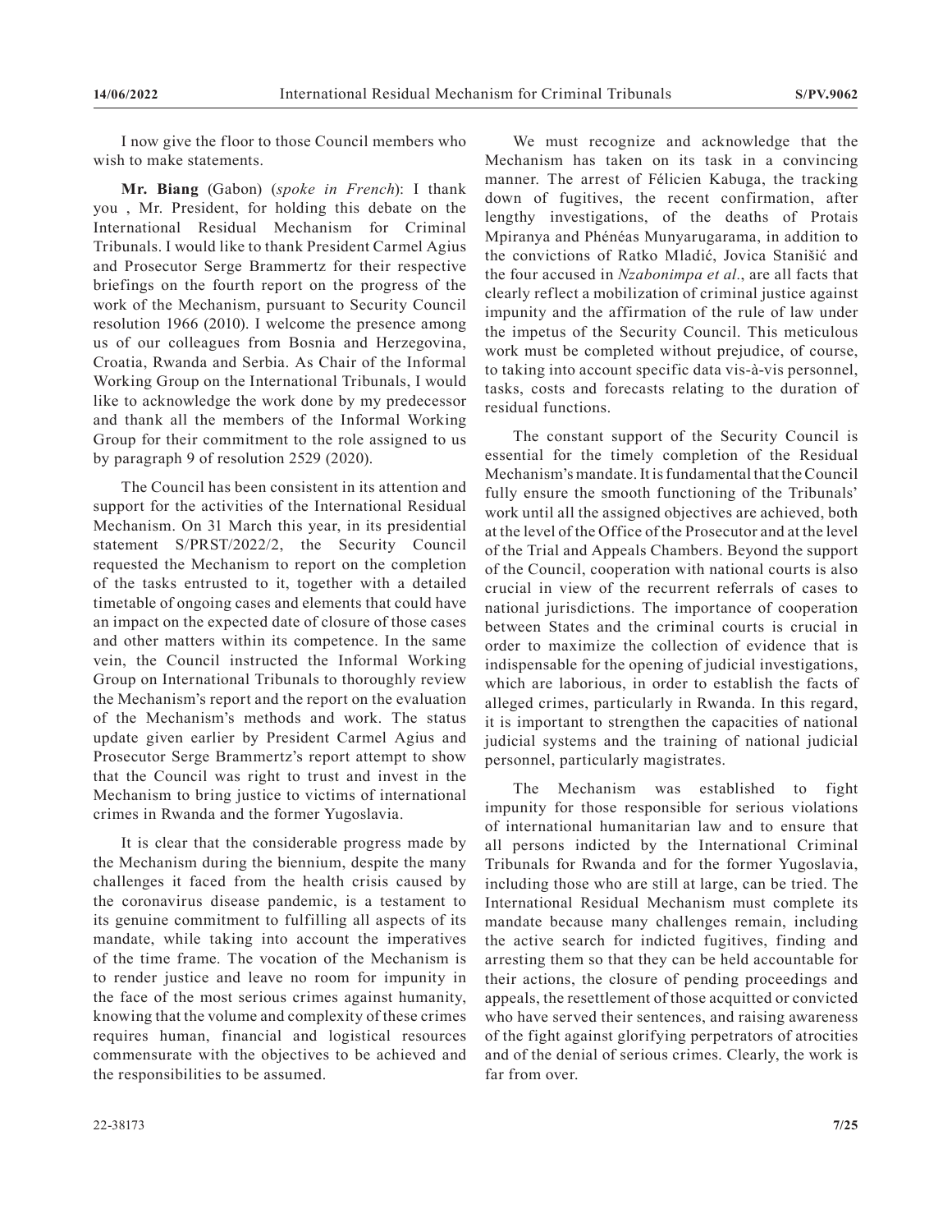I now give the floor to those Council members who wish to make statements.

**Mr. Biang** (Gabon) (*spoke in French*): I thank you , Mr. President, for holding this debate on the International Residual Mechanism for Criminal Tribunals. I would like to thank President Carmel Agius and Prosecutor Serge Brammertz for their respective briefings on the fourth report on the progress of the work of the Mechanism, pursuant to Security Council resolution 1966 (2010). I welcome the presence among us of our colleagues from Bosnia and Herzegovina, Croatia, Rwanda and Serbia. As Chair of the Informal Working Group on the International Tribunals, I would like to acknowledge the work done by my predecessor and thank all the members of the Informal Working Group for their commitment to the role assigned to us by paragraph 9 of resolution 2529 (2020).

The Council has been consistent in its attention and support for the activities of the International Residual Mechanism. On 31 March this year, in its presidential statement S/PRST/2022/2, the Security Council requested the Mechanism to report on the completion of the tasks entrusted to it, together with a detailed timetable of ongoing cases and elements that could have an impact on the expected date of closure of those cases and other matters within its competence. In the same vein, the Council instructed the Informal Working Group on International Tribunals to thoroughly review the Mechanism's report and the report on the evaluation of the Mechanism's methods and work. The status update given earlier by President Carmel Agius and Prosecutor Serge Brammertz's report attempt to show that the Council was right to trust and invest in the Mechanism to bring justice to victims of international crimes in Rwanda and the former Yugoslavia.

It is clear that the considerable progress made by the Mechanism during the biennium, despite the many challenges it faced from the health crisis caused by the coronavirus disease pandemic, is a testament to its genuine commitment to fulfilling all aspects of its mandate, while taking into account the imperatives of the time frame. The vocation of the Mechanism is to render justice and leave no room for impunity in the face of the most serious crimes against humanity, knowing that the volume and complexity of these crimes requires human, financial and logistical resources commensurate with the objectives to be achieved and the responsibilities to be assumed.

We must recognize and acknowledge that the Mechanism has taken on its task in a convincing manner. The arrest of Félicien Kabuga, the tracking down of fugitives, the recent confirmation, after lengthy investigations, of the deaths of Protais Mpiranya and Phénéas Munyarugarama, in addition to the convictions of Ratko Mladić, Jovica Stanišić and the four accused in *Nzabonimpa et al*., are all facts that clearly reflect a mobilization of criminal justice against impunity and the affirmation of the rule of law under the impetus of the Security Council. This meticulous work must be completed without prejudice, of course, to taking into account specific data vis-à-vis personnel, tasks, costs and forecasts relating to the duration of residual functions.

The constant support of the Security Council is essential for the timely completion of the Residual Mechanism's mandate. It is fundamental that the Council fully ensure the smooth functioning of the Tribunals' work until all the assigned objectives are achieved, both at the level of the Office of the Prosecutor and at the level of the Trial and Appeals Chambers. Beyond the support of the Council, cooperation with national courts is also crucial in view of the recurrent referrals of cases to national jurisdictions. The importance of cooperation between States and the criminal courts is crucial in order to maximize the collection of evidence that is indispensable for the opening of judicial investigations, which are laborious, in order to establish the facts of alleged crimes, particularly in Rwanda. In this regard, it is important to strengthen the capacities of national judicial systems and the training of national judicial personnel, particularly magistrates.

The Mechanism was established to fight impunity for those responsible for serious violations of international humanitarian law and to ensure that all persons indicted by the International Criminal Tribunals for Rwanda and for the former Yugoslavia, including those who are still at large, can be tried. The International Residual Mechanism must complete its mandate because many challenges remain, including the active search for indicted fugitives, finding and arresting them so that they can be held accountable for their actions, the closure of pending proceedings and appeals, the resettlement of those acquitted or convicted who have served their sentences, and raising awareness of the fight against glorifying perpetrators of atrocities and of the denial of serious crimes. Clearly, the work is far from over.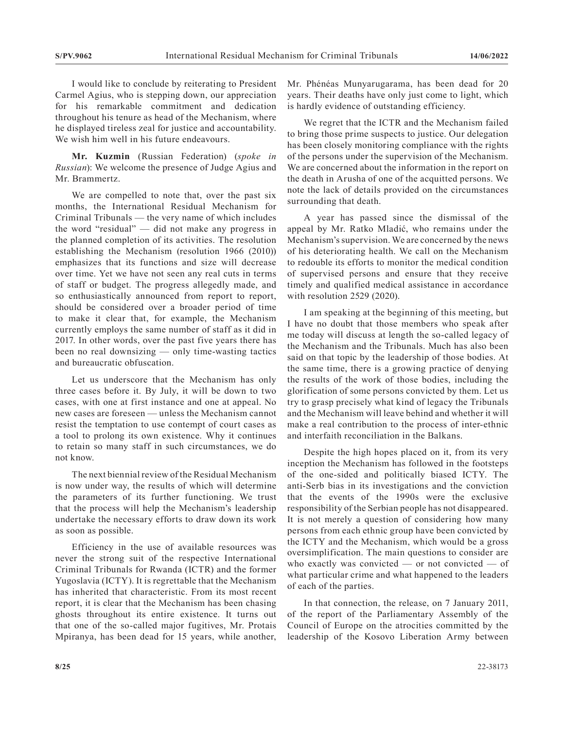I would like to conclude by reiterating to President Carmel Agius, who is stepping down, our appreciation for his remarkable commitment and dedication throughout his tenure as head of the Mechanism, where he displayed tireless zeal for justice and accountability. We wish him well in his future endeavours.

**Mr. Kuzmin** (Russian Federation) (*spoke in Russian*): We welcome the presence of Judge Agius and Mr. Brammertz.

We are compelled to note that, over the past six months, the International Residual Mechanism for Criminal Tribunals — the very name of which includes the word "residual" — did not make any progress in the planned completion of its activities. The resolution establishing the Mechanism (resolution 1966 (2010)) emphasizes that its functions and size will decrease over time. Yet we have not seen any real cuts in terms of staff or budget. The progress allegedly made, and so enthusiastically announced from report to report, should be considered over a broader period of time to make it clear that, for example, the Mechanism currently employs the same number of staff as it did in 2017. In other words, over the past five years there has been no real downsizing — only time-wasting tactics and bureaucratic obfuscation.

Let us underscore that the Mechanism has only three cases before it. By July, it will be down to two cases, with one at first instance and one at appeal. No new cases are foreseen — unless the Mechanism cannot resist the temptation to use contempt of court cases as a tool to prolong its own existence. Why it continues to retain so many staff in such circumstances, we do not know.

The next biennial review of the Residual Mechanism is now under way, the results of which will determine the parameters of its further functioning. We trust that the process will help the Mechanism's leadership undertake the necessary efforts to draw down its work as soon as possible.

Efficiency in the use of available resources was never the strong suit of the respective International Criminal Tribunals for Rwanda (ICTR) and the former Yugoslavia (ICTY). It is regrettable that the Mechanism has inherited that characteristic. From its most recent report, it is clear that the Mechanism has been chasing ghosts throughout its entire existence. It turns out that one of the so-called major fugitives, Mr. Protais Mpiranya, has been dead for 15 years, while another, Mr. Phénéas Munyarugarama, has been dead for 20 years. Their deaths have only just come to light, which is hardly evidence of outstanding efficiency.

We regret that the ICTR and the Mechanism failed to bring those prime suspects to justice. Our delegation has been closely monitoring compliance with the rights of the persons under the supervision of the Mechanism. We are concerned about the information in the report on the death in Arusha of one of the acquitted persons. We note the lack of details provided on the circumstances surrounding that death.

A year has passed since the dismissal of the appeal by Mr. Ratko Mladić, who remains under the Mechanism's supervision. We are concerned by the news of his deteriorating health. We call on the Mechanism to redouble its efforts to monitor the medical condition of supervised persons and ensure that they receive timely and qualified medical assistance in accordance with resolution 2529 (2020).

I am speaking at the beginning of this meeting, but I have no doubt that those members who speak after me today will discuss at length the so-called legacy of the Mechanism and the Tribunals. Much has also been said on that topic by the leadership of those bodies. At the same time, there is a growing practice of denying the results of the work of those bodies, including the glorification of some persons convicted by them. Let us try to grasp precisely what kind of legacy the Tribunals and the Mechanism will leave behind and whether it will make a real contribution to the process of inter-ethnic and interfaith reconciliation in the Balkans.

Despite the high hopes placed on it, from its very inception the Mechanism has followed in the footsteps of the one-sided and politically biased ICTY. The anti-Serb bias in its investigations and the conviction that the events of the 1990s were the exclusive responsibility of the Serbian people has not disappeared. It is not merely a question of considering how many persons from each ethnic group have been convicted by the ICTY and the Mechanism, which would be a gross oversimplification. The main questions to consider are who exactly was convicted — or not convicted — of what particular crime and what happened to the leaders of each of the parties.

In that connection, the release, on 7 January 2011, of the report of the Parliamentary Assembly of the Council of Europe on the atrocities committed by the leadership of the Kosovo Liberation Army between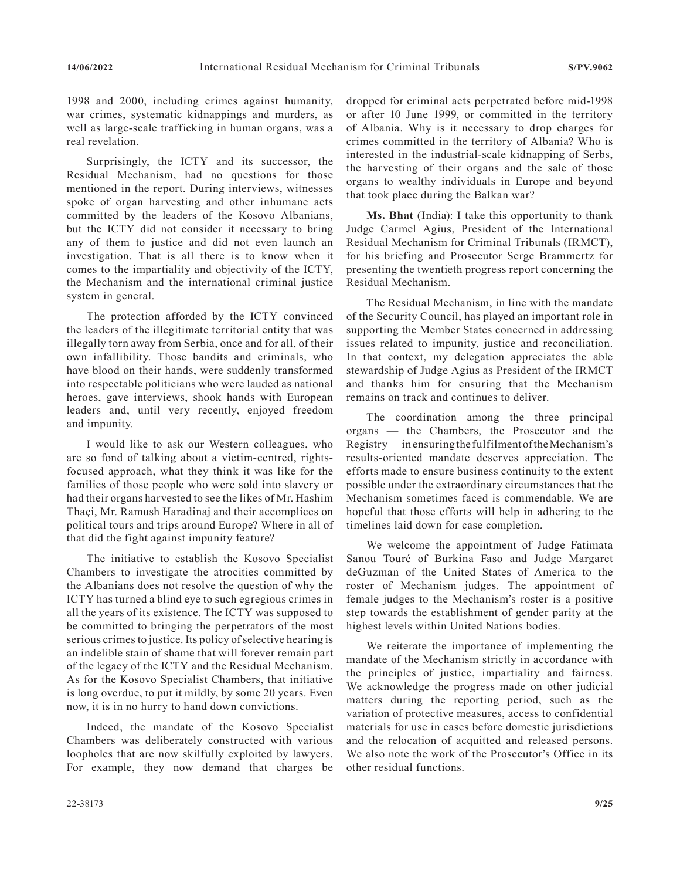1998 and 2000, including crimes against humanity, war crimes, systematic kidnappings and murders, as well as large-scale trafficking in human organs, was a real revelation.

Surprisingly, the ICTY and its successor, the Residual Mechanism, had no questions for those mentioned in the report. During interviews, witnesses spoke of organ harvesting and other inhumane acts committed by the leaders of the Kosovo Albanians, but the ICTY did not consider it necessary to bring any of them to justice and did not even launch an investigation. That is all there is to know when it comes to the impartiality and objectivity of the ICTY, the Mechanism and the international criminal justice system in general.

The protection afforded by the ICTY convinced the leaders of the illegitimate territorial entity that was illegally torn away from Serbia, once and for all, of their own infallibility. Those bandits and criminals, who have blood on their hands, were suddenly transformed into respectable politicians who were lauded as national heroes, gave interviews, shook hands with European leaders and, until very recently, enjoyed freedom and impunity.

I would like to ask our Western colleagues, who are so fond of talking about a victim-centred, rights-focused approach, what they think it was like for the families of those people who were sold into slavery or had their organs harvested to see the likes of Mr. Hashim Thaçi, Mr. Ramush Haradinaj and their accomplices on political tours and trips around Europe? Where in all of that did the fight against impunity feature?

The initiative to establish the Kosovo Specialist Chambers to investigate the atrocities committed by the Albanians does not resolve the question of why the ICTY has turned a blind eye to such egregious crimes in all the years of its existence. The ICTY was supposed to be committed to bringing the perpetrators of the most serious crimes to justice. Its policy of selective hearing is an indelible stain of shame that will forever remain part of the legacy of the ICTY and the Residual Mechanism. As for the Kosovo Specialist Chambers, that initiative is long overdue, to put it mildly, by some 20 years. Even now, it is in no hurry to hand down convictions.

Indeed, the mandate of the Kosovo Specialist Chambers was deliberately constructed with various loopholes that are now skilfully exploited by lawyers. For example, they now demand that charges be dropped for criminal acts perpetrated before mid-1998 or after 10 June 1999, or committed in the territory of Albania. Why is it necessary to drop charges for crimes committed in the territory of Albania? Who is interested in the industrial-scale kidnapping of Serbs, the harvesting of their organs and the sale of those organs to wealthy individuals in Europe and beyond that took place during the Balkan war?

**Ms. Bhat** (India): I take this opportunity to thank Judge Carmel Agius, President of the International Residual Mechanism for Criminal Tribunals (IRMCT), for his briefing and Prosecutor Serge Brammertz for presenting the twentieth progress report concerning the Residual Mechanism.

The Residual Mechanism, in line with the mandate of the Security Council, has played an important role in supporting the Member States concerned in addressing issues related to impunity, justice and reconciliation. In that context, my delegation appreciates the able stewardship of Judge Agius as President of the IRMCT and thanks him for ensuring that the Mechanism remains on track and continues to deliver.

The coordination among the three principal organs — the Chambers, the Prosecutor and the Registry — in ensuring the fulfilment of the Mechanism's results-oriented mandate deserves appreciation. The efforts made to ensure business continuity to the extent possible under the extraordinary circumstances that the Mechanism sometimes faced is commendable. We are hopeful that those efforts will help in adhering to the timelines laid down for case completion.

We welcome the appointment of Judge Fatimata Sanou Touré of Burkina Faso and Judge Margaret deGuzman of the United States of America to the roster of Mechanism judges. The appointment of female judges to the Mechanism's roster is a positive step towards the establishment of gender parity at the highest levels within United Nations bodies.

We reiterate the importance of implementing the mandate of the Mechanism strictly in accordance with the principles of justice, impartiality and fairness. We acknowledge the progress made on other judicial matters during the reporting period, such as the variation of protective measures, access to confidential materials for use in cases before domestic jurisdictions and the relocation of acquitted and released persons. We also note the work of the Prosecutor's Office in its other residual functions.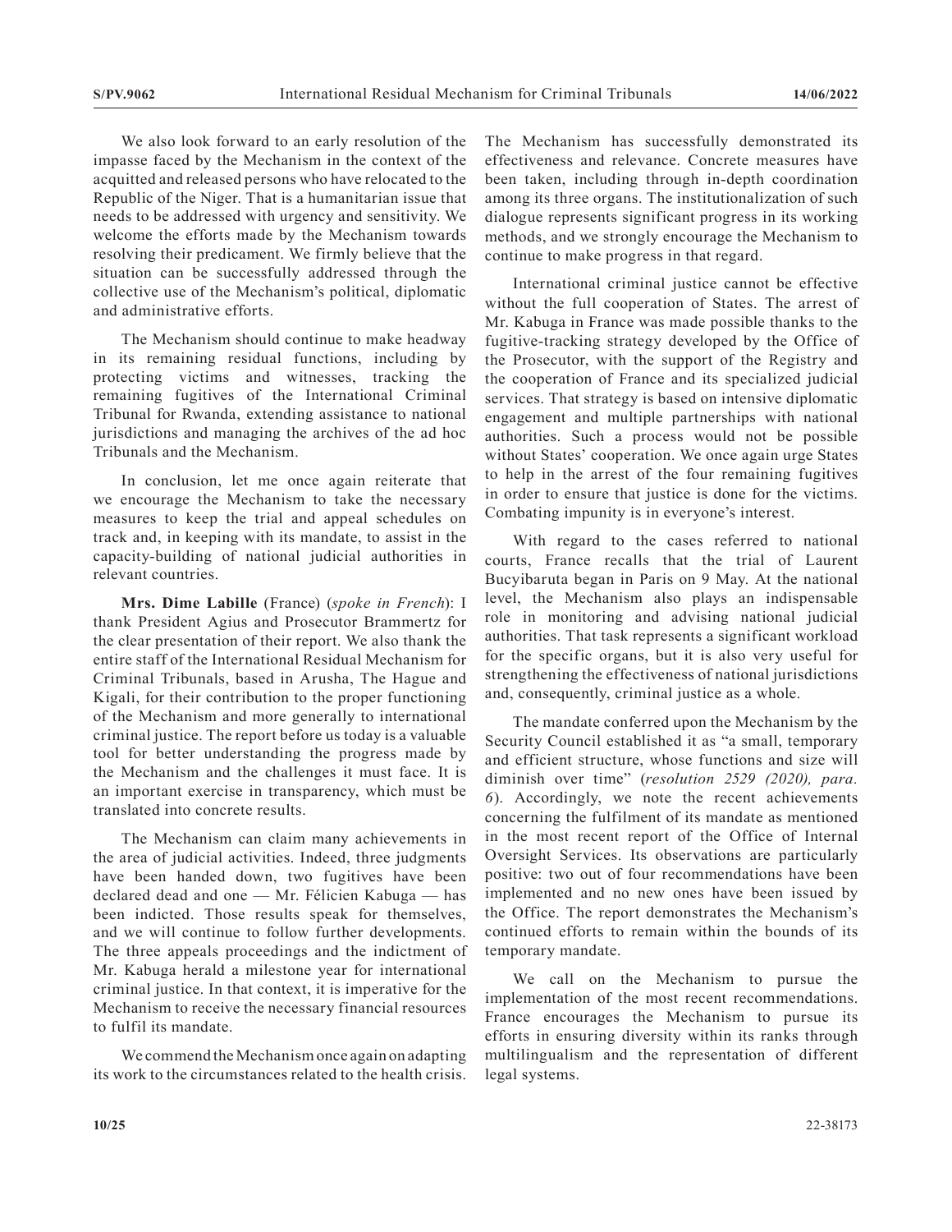We also look forward to an early resolution of the impasse faced by the Mechanism in the context of the acquitted and released persons who have relocated to the Republic of the Niger. That is a humanitarian issue that needs to be addressed with urgency and sensitivity. We welcome the efforts made by the Mechanism towards resolving their predicament. We firmly believe that the situation can be successfully addressed through the collective use of the Mechanism's political, diplomatic and administrative efforts.

The Mechanism should continue to make headway in its remaining residual functions, including by protecting victims and witnesses, tracking the remaining fugitives of the International Criminal Tribunal for Rwanda, extending assistance to national jurisdictions and managing the archives of the ad hoc Tribunals and the Mechanism.

In conclusion, let me once again reiterate that we encourage the Mechanism to take the necessary measures to keep the trial and appeal schedules on track and, in keeping with its mandate, to assist in the capacity-building of national judicial authorities in relevant countries.

**Mrs. Dime Labille** (France) (*spoke in French*): I thank President Agius and Prosecutor Brammertz for the clear presentation of their report. We also thank the entire staff of the International Residual Mechanism for Criminal Tribunals, based in Arusha, The Hague and Kigali, for their contribution to the proper functioning of the Mechanism and more generally to international criminal justice. The report before us today is a valuable tool for better understanding the progress made by the Mechanism and the challenges it must face. It is an important exercise in transparency, which must be translated into concrete results.

The Mechanism can claim many achievements in the area of judicial activities. Indeed, three judgments have been handed down, two fugitives have been declared dead and one — Mr. Félicien Kabuga — has been indicted. Those results speak for themselves, and we will continue to follow further developments. The three appeals proceedings and the indictment of Mr. Kabuga herald a milestone year for international criminal justice. In that context, it is imperative for the Mechanism to receive the necessary financial resources to fulfil its mandate.

We commend the Mechanism once again on adapting its work to the circumstances related to the health crisis. The Mechanism has successfully demonstrated its effectiveness and relevance. Concrete measures have been taken, including through in-depth coordination among its three organs. The institutionalization of such dialogue represents significant progress in its working methods, and we strongly encourage the Mechanism to continue to make progress in that regard.

International criminal justice cannot be effective without the full cooperation of States. The arrest of Mr. Kabuga in France was made possible thanks to the fugitive-tracking strategy developed by the Office of the Prosecutor, with the support of the Registry and the cooperation of France and its specialized judicial services. That strategy is based on intensive diplomatic engagement and multiple partnerships with national authorities. Such a process would not be possible without States' cooperation. We once again urge States to help in the arrest of the four remaining fugitives in order to ensure that justice is done for the victims. Combating impunity is in everyone's interest.

With regard to the cases referred to national courts, France recalls that the trial of Laurent Bucyibaruta began in Paris on 9 May. At the national level, the Mechanism also plays an indispensable role in monitoring and advising national judicial authorities. That task represents a significant workload for the specific organs, but it is also very useful for strengthening the effectiveness of national jurisdictions and, consequently, criminal justice as a whole.

The mandate conferred upon the Mechanism by the Security Council established it as "a small, temporary and efficient structure, whose functions and size will diminish over time" (*resolution 2529 (2020), para. 6*). Accordingly, we note the recent achievements concerning the fulfilment of its mandate as mentioned in the most recent report of the Office of Internal Oversight Services. Its observations are particularly positive: two out of four recommendations have been implemented and no new ones have been issued by the Office. The report demonstrates the Mechanism's continued efforts to remain within the bounds of its temporary mandate.

We call on the Mechanism to pursue the implementation of the most recent recommendations. France encourages the Mechanism to pursue its efforts in ensuring diversity within its ranks through multilingualism and the representation of different legal systems.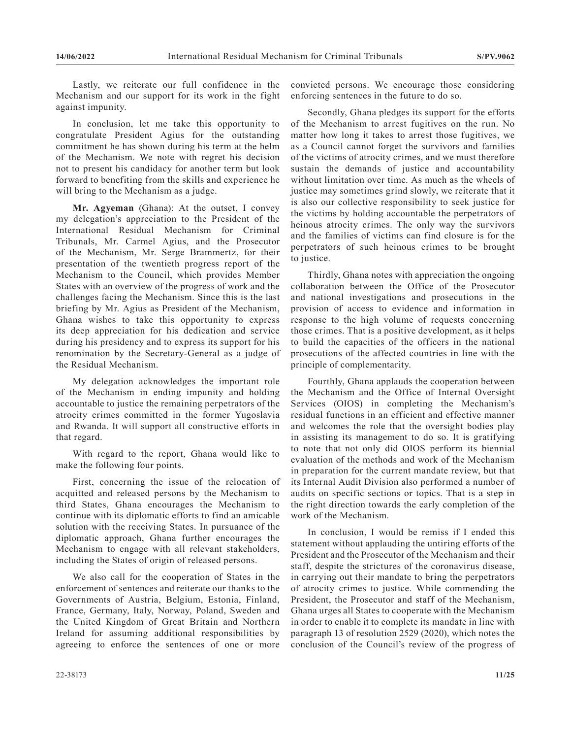Lastly, we reiterate our full confidence in the Mechanism and our support for its work in the fight against impunity.

In conclusion, let me take this opportunity to congratulate President Agius for the outstanding commitment he has shown during his term at the helm of the Mechanism. We note with regret his decision not to present his candidacy for another term but look forward to benefiting from the skills and experience he will bring to the Mechanism as a judge.

**Mr. Agyeman** (Ghana): At the outset, I convey my delegation's appreciation to the President of the International Residual Mechanism for Criminal Tribunals, Mr. Carmel Agius, and the Prosecutor of the Mechanism, Mr. Serge Brammertz, for their presentation of the twentieth progress report of the Mechanism to the Council, which provides Member States with an overview of the progress of work and the challenges facing the Mechanism. Since this is the last briefing by Mr. Agius as President of the Mechanism, Ghana wishes to take this opportunity to express its deep appreciation for his dedication and service during his presidency and to express its support for his renomination by the Secretary-General as a judge of the Residual Mechanism.

My delegation acknowledges the important role of the Mechanism in ending impunity and holding accountable to justice the remaining perpetrators of the atrocity crimes committed in the former Yugoslavia and Rwanda. It will support all constructive efforts in that regard.

With regard to the report, Ghana would like to make the following four points.

First, concerning the issue of the relocation of acquitted and released persons by the Mechanism to third States, Ghana encourages the Mechanism to continue with its diplomatic efforts to find an amicable solution with the receiving States. In pursuance of the diplomatic approach, Ghana further encourages the Mechanism to engage with all relevant stakeholders, including the States of origin of released persons.

We also call for the cooperation of States in the enforcement of sentences and reiterate our thanks to the Governments of Austria, Belgium, Estonia, Finland, France, Germany, Italy, Norway, Poland, Sweden and the United Kingdom of Great Britain and Northern Ireland for assuming additional responsibilities by agreeing to enforce the sentences of one or more convicted persons. We encourage those considering enforcing sentences in the future to do so.

Secondly, Ghana pledges its support for the efforts of the Mechanism to arrest fugitives on the run. No matter how long it takes to arrest those fugitives, we as a Council cannot forget the survivors and families of the victims of atrocity crimes, and we must therefore sustain the demands of justice and accountability without limitation over time. As much as the wheels of justice may sometimes grind slowly, we reiterate that it is also our collective responsibility to seek justice for the victims by holding accountable the perpetrators of heinous atrocity crimes. The only way the survivors and the families of victims can find closure is for the perpetrators of such heinous crimes to be brought to justice.

Thirdly, Ghana notes with appreciation the ongoing collaboration between the Office of the Prosecutor and national investigations and prosecutions in the provision of access to evidence and information in response to the high volume of requests concerning those crimes. That is a positive development, as it helps to build the capacities of the officers in the national prosecutions of the affected countries in line with the principle of complementarity.

Fourthly, Ghana applauds the cooperation between the Mechanism and the Office of Internal Oversight Services (OIOS) in completing the Mechanism's residual functions in an efficient and effective manner and welcomes the role that the oversight bodies play in assisting its management to do so. It is gratifying to note that not only did OIOS perform its biennial evaluation of the methods and work of the Mechanism in preparation for the current mandate review, but that its Internal Audit Division also performed a number of audits on specific sections or topics. That is a step in the right direction towards the early completion of the work of the Mechanism.

In conclusion, I would be remiss if I ended this statement without applauding the untiring efforts of the President and the Prosecutor of the Mechanism and their staff, despite the strictures of the coronavirus disease, in carrying out their mandate to bring the perpetrators of atrocity crimes to justice. While commending the President, the Prosecutor and staff of the Mechanism, Ghana urges all States to cooperate with the Mechanism in order to enable it to complete its mandate in line with paragraph 13 of resolution 2529 (2020), which notes the conclusion of the Council's review of the progress of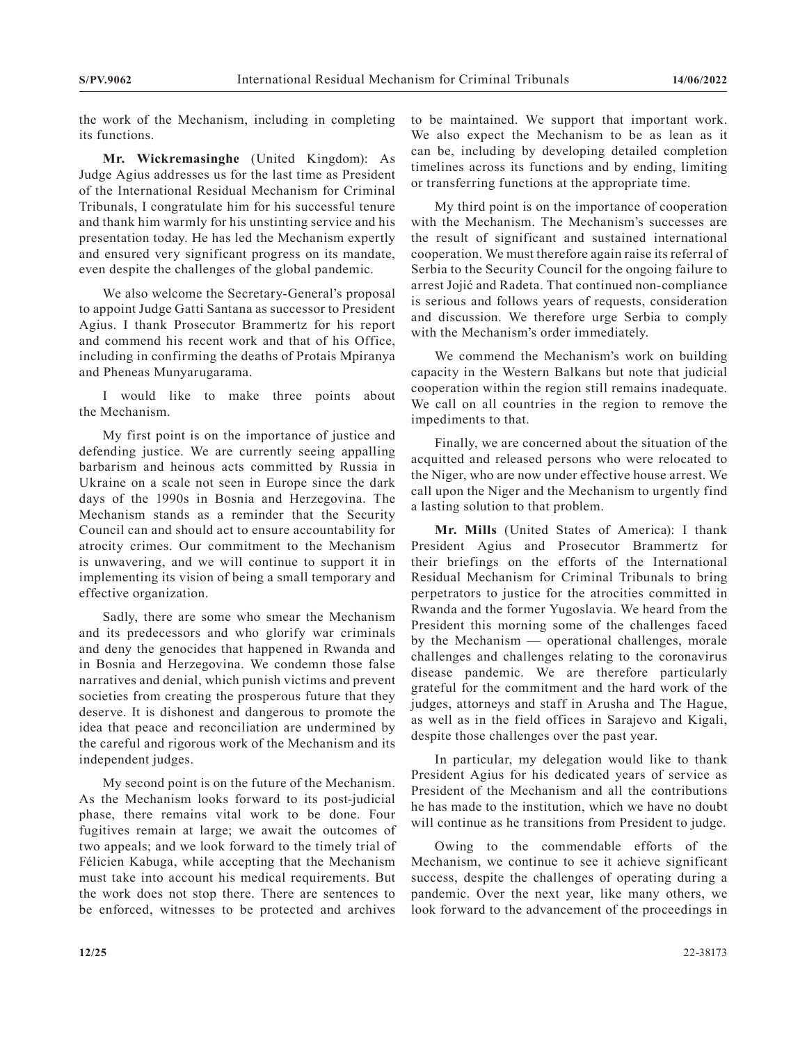the work of the Mechanism, including in completing its functions.

**Mr. Wickremasinghe** (United Kingdom): As Judge Agius addresses us for the last time as President of the International Residual Mechanism for Criminal Tribunals, I congratulate him for his successful tenure and thank him warmly for his unstinting service and his presentation today. He has led the Mechanism expertly and ensured very significant progress on its mandate, even despite the challenges of the global pandemic.

We also welcome the Secretary-General's proposal to appoint Judge Gatti Santana as successor to President Agius. I thank Prosecutor Brammertz for his report and commend his recent work and that of his Office, including in confirming the deaths of Protais Mpiranya and Pheneas Munyarugarama.

I would like to make three points about the Mechanism.

My first point is on the importance of justice and defending justice. We are currently seeing appalling barbarism and heinous acts committed by Russia in Ukraine on a scale not seen in Europe since the dark days of the 1990s in Bosnia and Herzegovina. The Mechanism stands as a reminder that the Security Council can and should act to ensure accountability for atrocity crimes. Our commitment to the Mechanism is unwavering, and we will continue to support it in implementing its vision of being a small temporary and effective organization.

Sadly, there are some who smear the Mechanism and its predecessors and who glorify war criminals and deny the genocides that happened in Rwanda and in Bosnia and Herzegovina. We condemn those false narratives and denial, which punish victims and prevent societies from creating the prosperous future that they deserve. It is dishonest and dangerous to promote the idea that peace and reconciliation are undermined by the careful and rigorous work of the Mechanism and its independent judges.

My second point is on the future of the Mechanism. As the Mechanism looks forward to its post-judicial phase, there remains vital work to be done. Four fugitives remain at large; we await the outcomes of two appeals; and we look forward to the timely trial of Félicien Kabuga, while accepting that the Mechanism must take into account his medical requirements. But the work does not stop there. There are sentences to be enforced, witnesses to be protected and archives to be maintained. We support that important work. We also expect the Mechanism to be as lean as it can be, including by developing detailed completion timelines across its functions and by ending, limiting or transferring functions at the appropriate time.

My third point is on the importance of cooperation with the Mechanism. The Mechanism's successes are the result of significant and sustained international cooperation. We must therefore again raise its referral of Serbia to the Security Council for the ongoing failure to arrest Jojić and Radeta. That continued non-compliance is serious and follows years of requests, consideration and discussion. We therefore urge Serbia to comply with the Mechanism's order immediately.

We commend the Mechanism's work on building capacity in the Western Balkans but note that judicial cooperation within the region still remains inadequate. We call on all countries in the region to remove the impediments to that.

Finally, we are concerned about the situation of the acquitted and released persons who were relocated to the Niger, who are now under effective house arrest. We call upon the Niger and the Mechanism to urgently find a lasting solution to that problem.

**Mr. Mills** (United States of America): I thank President Agius and Prosecutor Brammertz for their briefings on the efforts of the International Residual Mechanism for Criminal Tribunals to bring perpetrators to justice for the atrocities committed in Rwanda and the former Yugoslavia. We heard from the President this morning some of the challenges faced by the Mechanism — operational challenges, morale challenges and challenges relating to the coronavirus disease pandemic. We are therefore particularly grateful for the commitment and the hard work of the judges, attorneys and staff in Arusha and The Hague, as well as in the field offices in Sarajevo and Kigali, despite those challenges over the past year.

In particular, my delegation would like to thank President Agius for his dedicated years of service as President of the Mechanism and all the contributions he has made to the institution, which we have no doubt will continue as he transitions from President to judge.

Owing to the commendable efforts of the Mechanism, we continue to see it achieve significant success, despite the challenges of operating during a pandemic. Over the next year, like many others, we look forward to the advancement of the proceedings in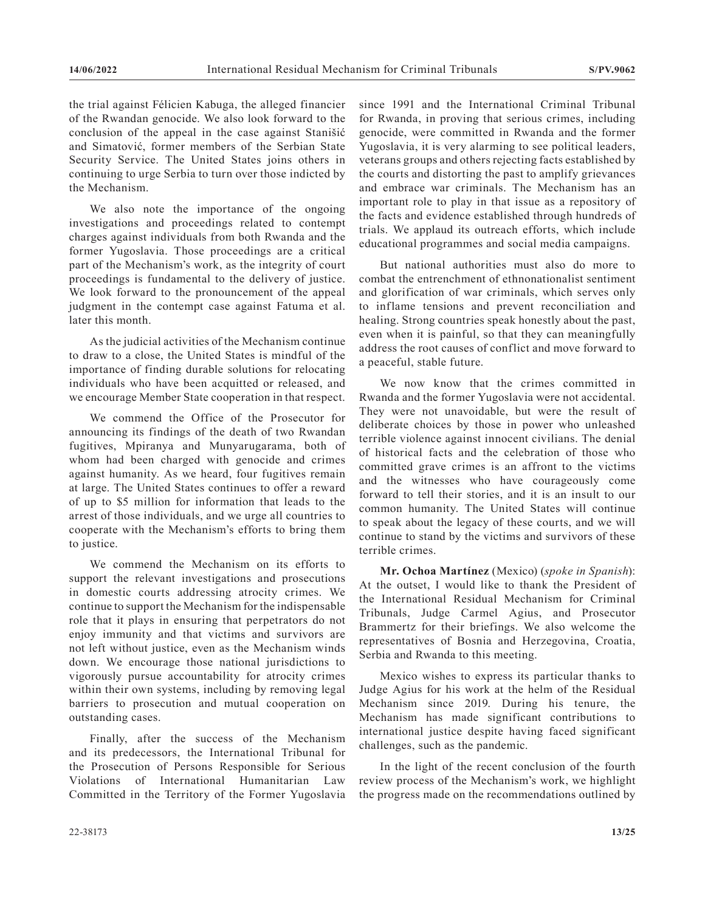the trial against Félicien Kabuga, the alleged financier of the Rwandan genocide. We also look forward to the conclusion of the appeal in the case against Stanišić and Simatović, former members of the Serbian State Security Service. The United States joins others in continuing to urge Serbia to turn over those indicted by the Mechanism.

We also note the importance of the ongoing investigations and proceedings related to contempt charges against individuals from both Rwanda and the former Yugoslavia. Those proceedings are a critical part of the Mechanism's work, as the integrity of court proceedings is fundamental to the delivery of justice. We look forward to the pronouncement of the appeal judgment in the contempt case against Fatuma et al. later this month.

As the judicial activities of the Mechanism continue to draw to a close, the United States is mindful of the importance of finding durable solutions for relocating individuals who have been acquitted or released, and we encourage Member State cooperation in that respect.

We commend the Office of the Prosecutor for announcing its findings of the death of two Rwandan fugitives, Mpiranya and Munyarugarama, both of whom had been charged with genocide and crimes against humanity. As we heard, four fugitives remain at large. The United States continues to offer a reward of up to \$5 million for information that leads to the arrest of those individuals, and we urge all countries to cooperate with the Mechanism's efforts to bring them to justice.

We commend the Mechanism on its efforts to support the relevant investigations and prosecutions in domestic courts addressing atrocity crimes. We continue to support the Mechanism for the indispensable role that it plays in ensuring that perpetrators do not enjoy immunity and that victims and survivors are not left without justice, even as the Mechanism winds down. We encourage those national jurisdictions to vigorously pursue accountability for atrocity crimes within their own systems, including by removing legal barriers to prosecution and mutual cooperation on outstanding cases.

Finally, after the success of the Mechanism and its predecessors, the International Tribunal for the Prosecution of Persons Responsible for Serious Violations of International Humanitarian Law Committed in the Territory of the Former Yugoslavia since 1991 and the International Criminal Tribunal for Rwanda, in proving that serious crimes, including genocide, were committed in Rwanda and the former Yugoslavia, it is very alarming to see political leaders, veterans groups and others rejecting facts established by the courts and distorting the past to amplify grievances and embrace war criminals. The Mechanism has an important role to play in that issue as a repository of the facts and evidence established through hundreds of trials. We applaud its outreach efforts, which include educational programmes and social media campaigns.

But national authorities must also do more to combat the entrenchment of ethnonationalist sentiment and glorification of war criminals, which serves only to inflame tensions and prevent reconciliation and healing. Strong countries speak honestly about the past, even when it is painful, so that they can meaningfully address the root causes of conflict and move forward to a peaceful, stable future.

We now know that the crimes committed in Rwanda and the former Yugoslavia were not accidental. They were not unavoidable, but were the result of deliberate choices by those in power who unleashed terrible violence against innocent civilians. The denial of historical facts and the celebration of those who committed grave crimes is an affront to the victims and the witnesses who have courageously come forward to tell their stories, and it is an insult to our common humanity. The United States will continue to speak about the legacy of these courts, and we will continue to stand by the victims and survivors of these terrible crimes.

**Mr. Ochoa Martínez** (Mexico) (*spoke in Spanish*): At the outset, I would like to thank the President of the International Residual Mechanism for Criminal Tribunals, Judge Carmel Agius, and Prosecutor Brammertz for their briefings. We also welcome the representatives of Bosnia and Herzegovina, Croatia, Serbia and Rwanda to this meeting.

Mexico wishes to express its particular thanks to Judge Agius for his work at the helm of the Residual Mechanism since 2019. During his tenure, the Mechanism has made significant contributions to international justice despite having faced significant challenges, such as the pandemic.

In the light of the recent conclusion of the fourth review process of the Mechanism's work, we highlight the progress made on the recommendations outlined by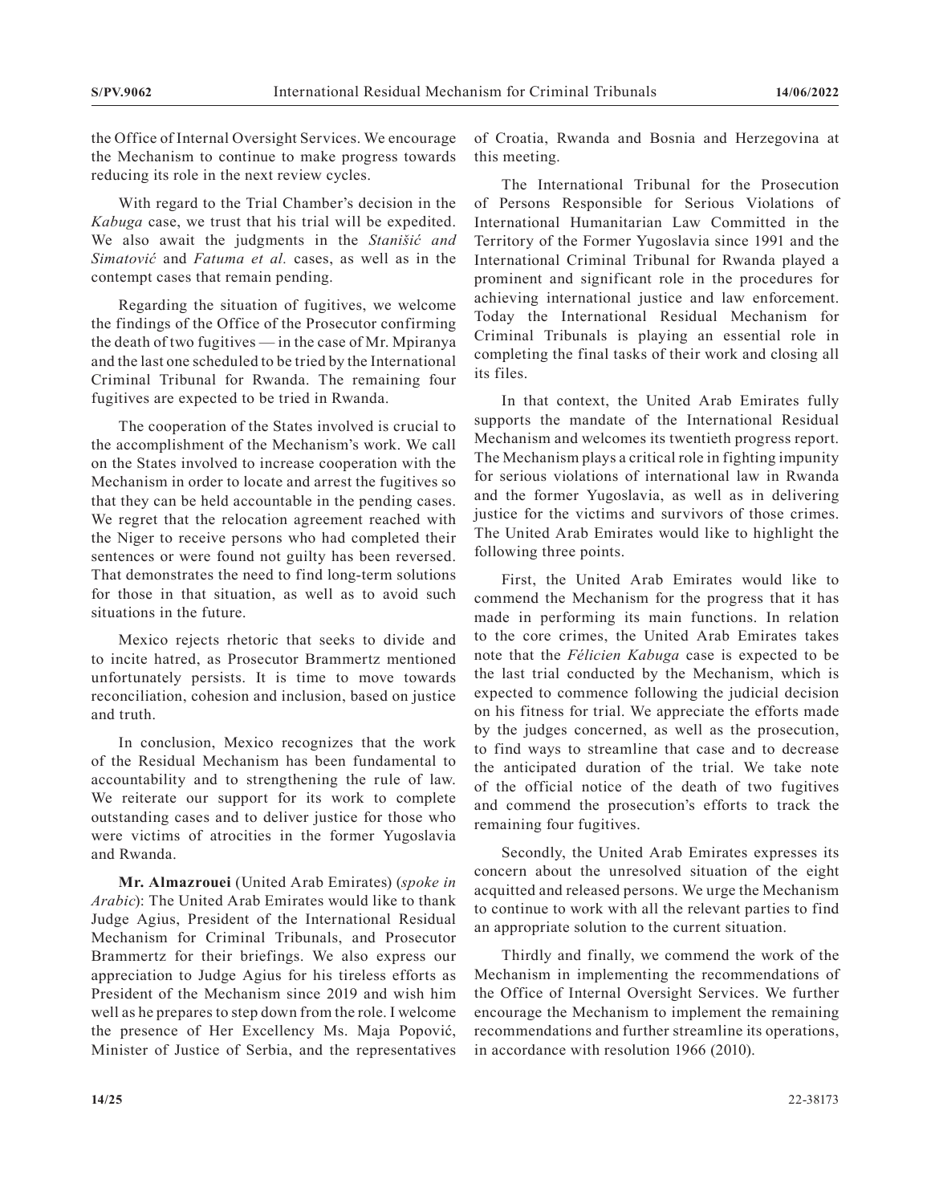the Office of Internal Oversight Services. We encourage the Mechanism to continue to make progress towards reducing its role in the next review cycles.

With regard to the Trial Chamber's decision in the *Kabuga* case, we trust that his trial will be expedited. We also await the judgments in the *Stanišić and Simatović* and *Fatuma et al.* cases, as well as in the contempt cases that remain pending.

Regarding the situation of fugitives, we welcome the findings of the Office of the Prosecutor confirming the death of two fugitives — in the case of Mr. Mpiranya and the last one scheduled to be tried by the International Criminal Tribunal for Rwanda. The remaining four fugitives are expected to be tried in Rwanda.

The cooperation of the States involved is crucial to the accomplishment of the Mechanism's work. We call on the States involved to increase cooperation with the Mechanism in order to locate and arrest the fugitives so that they can be held accountable in the pending cases. We regret that the relocation agreement reached with the Niger to receive persons who had completed their sentences or were found not guilty has been reversed. That demonstrates the need to find long-term solutions for those in that situation, as well as to avoid such situations in the future.

Mexico rejects rhetoric that seeks to divide and to incite hatred, as Prosecutor Brammertz mentioned unfortunately persists. It is time to move towards reconciliation, cohesion and inclusion, based on justice and truth.

In conclusion, Mexico recognizes that the work of the Residual Mechanism has been fundamental to accountability and to strengthening the rule of law. We reiterate our support for its work to complete outstanding cases and to deliver justice for those who were victims of atrocities in the former Yugoslavia and Rwanda.

**Mr. Almazrouei** (United Arab Emirates) (*spoke in Arabic*): The United Arab Emirates would like to thank Judge Agius, President of the International Residual Mechanism for Criminal Tribunals, and Prosecutor Brammertz for their briefings. We also express our appreciation to Judge Agius for his tireless efforts as President of the Mechanism since 2019 and wish him well as he prepares to step down from the role. I welcome the presence of Her Excellency Ms. Maja Popović, Minister of Justice of Serbia, and the representatives of Croatia, Rwanda and Bosnia and Herzegovina at this meeting.

The International Tribunal for the Prosecution of Persons Responsible for Serious Violations of International Humanitarian Law Committed in the Territory of the Former Yugoslavia since 1991 and the International Criminal Tribunal for Rwanda played a prominent and significant role in the procedures for achieving international justice and law enforcement. Today the International Residual Mechanism for Criminal Tribunals is playing an essential role in completing the final tasks of their work and closing all its files.

In that context, the United Arab Emirates fully supports the mandate of the International Residual Mechanism and welcomes its twentieth progress report. The Mechanism plays a critical role in fighting impunity for serious violations of international law in Rwanda and the former Yugoslavia, as well as in delivering justice for the victims and survivors of those crimes. The United Arab Emirates would like to highlight the following three points.

First, the United Arab Emirates would like to commend the Mechanism for the progress that it has made in performing its main functions. In relation to the core crimes, the United Arab Emirates takes note that the *Félicien Kabuga* case is expected to be the last trial conducted by the Mechanism, which is expected to commence following the judicial decision on his fitness for trial. We appreciate the efforts made by the judges concerned, as well as the prosecution, to find ways to streamline that case and to decrease the anticipated duration of the trial. We take note of the official notice of the death of two fugitives and commend the prosecution's efforts to track the remaining four fugitives.

Secondly, the United Arab Emirates expresses its concern about the unresolved situation of the eight acquitted and released persons. We urge the Mechanism to continue to work with all the relevant parties to find an appropriate solution to the current situation.

Thirdly and finally, we commend the work of the Mechanism in implementing the recommendations of the Office of Internal Oversight Services. We further encourage the Mechanism to implement the remaining recommendations and further streamline its operations, in accordance with resolution 1966 (2010).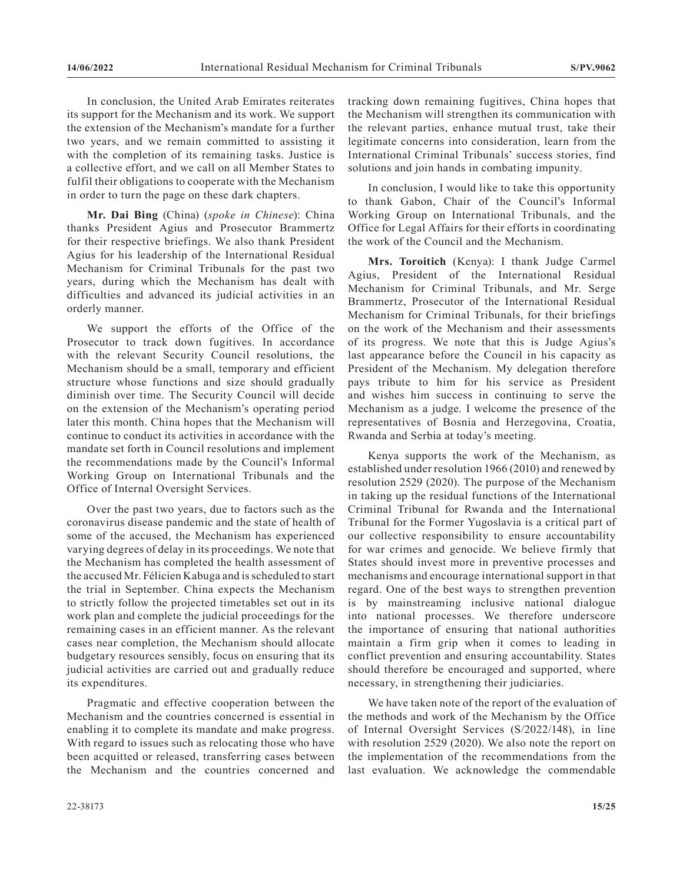In conclusion, the United Arab Emirates reiterates its support for the Mechanism and its work. We support the extension of the Mechanism's mandate for a further two years, and we remain committed to assisting it with the completion of its remaining tasks. Justice is a collective effort, and we call on all Member States to fulfil their obligations to cooperate with the Mechanism in order to turn the page on these dark chapters.

**Mr. Dai Bing** (China) (*spoke in Chinese*): China thanks President Agius and Prosecutor Brammertz for their respective briefings. We also thank President Agius for his leadership of the International Residual Mechanism for Criminal Tribunals for the past two years, during which the Mechanism has dealt with difficulties and advanced its judicial activities in an orderly manner.

We support the efforts of the Office of the Prosecutor to track down fugitives. In accordance with the relevant Security Council resolutions, the Mechanism should be a small, temporary and efficient structure whose functions and size should gradually diminish over time. The Security Council will decide on the extension of the Mechanism's operating period later this month. China hopes that the Mechanism will continue to conduct its activities in accordance with the mandate set forth in Council resolutions and implement the recommendations made by the Council's Informal Working Group on International Tribunals and the Office of Internal Oversight Services.

Over the past two years, due to factors such as the coronavirus disease pandemic and the state of health of some of the accused, the Mechanism has experienced varying degrees of delay in its proceedings. We note that the Mechanism has completed the health assessment of the accused Mr. Félicien Kabuga and is scheduled to start the trial in September. China expects the Mechanism to strictly follow the projected timetables set out in its work plan and complete the judicial proceedings for the remaining cases in an efficient manner. As the relevant cases near completion, the Mechanism should allocate budgetary resources sensibly, focus on ensuring that its judicial activities are carried out and gradually reduce its expenditures.

Pragmatic and effective cooperation between the Mechanism and the countries concerned is essential in enabling it to complete its mandate and make progress. With regard to issues such as relocating those who have been acquitted or released, transferring cases between the Mechanism and the countries concerned and tracking down remaining fugitives, China hopes that the Mechanism will strengthen its communication with the relevant parties, enhance mutual trust, take their legitimate concerns into consideration, learn from the International Criminal Tribunals' success stories, find solutions and join hands in combating impunity.

In conclusion, I would like to take this opportunity to thank Gabon, Chair of the Council's Informal Working Group on International Tribunals, and the Office for Legal Affairs for their efforts in coordinating the work of the Council and the Mechanism.

**Mrs. Toroitich** (Kenya): I thank Judge Carmel Agius, President of the International Residual Mechanism for Criminal Tribunals, and Mr. Serge Brammertz, Prosecutor of the International Residual Mechanism for Criminal Tribunals, for their briefings on the work of the Mechanism and their assessments of its progress. We note that this is Judge Agius's last appearance before the Council in his capacity as President of the Mechanism. My delegation therefore pays tribute to him for his service as President and wishes him success in continuing to serve the Mechanism as a judge. I welcome the presence of the representatives of Bosnia and Herzegovina, Croatia, Rwanda and Serbia at today's meeting.

Kenya supports the work of the Mechanism, as established under resolution 1966 (2010) and renewed by resolution 2529 (2020). The purpose of the Mechanism in taking up the residual functions of the International Criminal Tribunal for Rwanda and the International Tribunal for the Former Yugoslavia is a critical part of our collective responsibility to ensure accountability for war crimes and genocide. We believe firmly that States should invest more in preventive processes and mechanisms and encourage international support in that regard. One of the best ways to strengthen prevention is by mainstreaming inclusive national dialogue into national processes. We therefore underscore the importance of ensuring that national authorities maintain a firm grip when it comes to leading in conflict prevention and ensuring accountability. States should therefore be encouraged and supported, where necessary, in strengthening their judiciaries.

We have taken note of the report of the evaluation of the methods and work of the Mechanism by the Office of Internal Oversight Services (S/2022/148), in line with resolution 2529 (2020). We also note the report on the implementation of the recommendations from the last evaluation. We acknowledge the commendable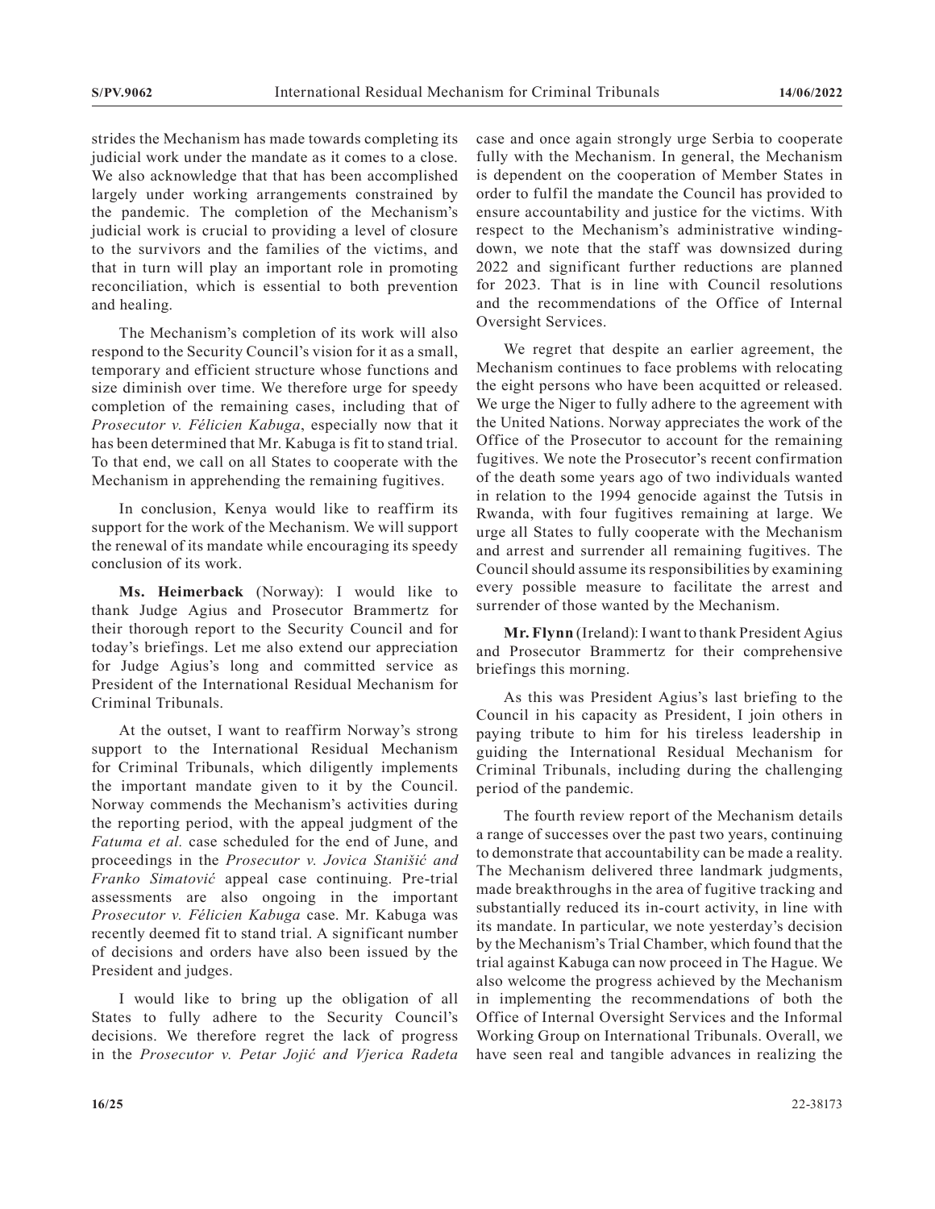strides the Mechanism has made towards completing its judicial work under the mandate as it comes to a close. We also acknowledge that that has been accomplished largely under working arrangements constrained by the pandemic. The completion of the Mechanism's judicial work is crucial to providing a level of closure to the survivors and the families of the victims, and that in turn will play an important role in promoting reconciliation, which is essential to both prevention and healing.

The Mechanism's completion of its work will also respond to the Security Council's vision for it as a small, temporary and efficient structure whose functions and size diminish over time. We therefore urge for speedy completion of the remaining cases, including that of *Prosecutor v. Félicien Kabuga*, especially now that it has been determined that Mr. Kabuga is fit to stand trial. To that end, we call on all States to cooperate with the Mechanism in apprehending the remaining fugitives.

In conclusion, Kenya would like to reaffirm its support for the work of the Mechanism. We will support the renewal of its mandate while encouraging its speedy conclusion of its work.

**Ms. Heimerback** (Norway): I would like to thank Judge Agius and Prosecutor Brammertz for their thorough report to the Security Council and for today's briefings. Let me also extend our appreciation for Judge Agius's long and committed service as President of the International Residual Mechanism for Criminal Tribunals.

At the outset, I want to reaffirm Norway's strong support to the International Residual Mechanism for Criminal Tribunals, which diligently implements the important mandate given to it by the Council. Norway commends the Mechanism's activities during the reporting period, with the appeal judgment of the *Fatuma et al.* case scheduled for the end of June, and proceedings in the *Prosecutor v. Jovica Stanišić and Franko Simatović* appeal case continuing. Pre-trial assessments are also ongoing in the important *Prosecutor v. Félicien Kabuga* case. Mr. Kabuga was recently deemed fit to stand trial. A significant number of decisions and orders have also been issued by the President and judges.

I would like to bring up the obligation of all States to fully adhere to the Security Council's decisions. We therefore regret the lack of progress in the *Prosecutor v. Petar Jojić and Vjerica Radeta* case and once again strongly urge Serbia to cooperate fully with the Mechanism. In general, the Mechanism is dependent on the cooperation of Member States in order to fulfil the mandate the Council has provided to ensure accountability and justice for the victims. With respect to the Mechanism's administrative winding-down, we note that the staff was downsized during 2022 and significant further reductions are planned for 2023. That is in line with Council resolutions and the recommendations of the Office of Internal Oversight Services.

We regret that despite an earlier agreement, the Mechanism continues to face problems with relocating the eight persons who have been acquitted or released. We urge the Niger to fully adhere to the agreement with the United Nations. Norway appreciates the work of the Office of the Prosecutor to account for the remaining fugitives. We note the Prosecutor's recent confirmation of the death some years ago of two individuals wanted in relation to the 1994 genocide against the Tutsis in Rwanda, with four fugitives remaining at large. We urge all States to fully cooperate with the Mechanism and arrest and surrender all remaining fugitives. The Council should assume its responsibilities by examining every possible measure to facilitate the arrest and surrender of those wanted by the Mechanism.

**Mr. Flynn** (Ireland): I want to thank President Agius and Prosecutor Brammertz for their comprehensive briefings this morning.

As this was President Agius's last briefing to the Council in his capacity as President, I join others in paying tribute to him for his tireless leadership in guiding the International Residual Mechanism for Criminal Tribunals, including during the challenging period of the pandemic.

The fourth review report of the Mechanism details a range of successes over the past two years, continuing to demonstrate that accountability can be made a reality. The Mechanism delivered three landmark judgments, made breakthroughs in the area of fugitive tracking and substantially reduced its in-court activity, in line with its mandate. In particular, we note yesterday's decision by the Mechanism's Trial Chamber, which found that the trial against Kabuga can now proceed in The Hague. We also welcome the progress achieved by the Mechanism in implementing the recommendations of both the Office of Internal Oversight Services and the Informal Working Group on International Tribunals. Overall, we have seen real and tangible advances in realizing the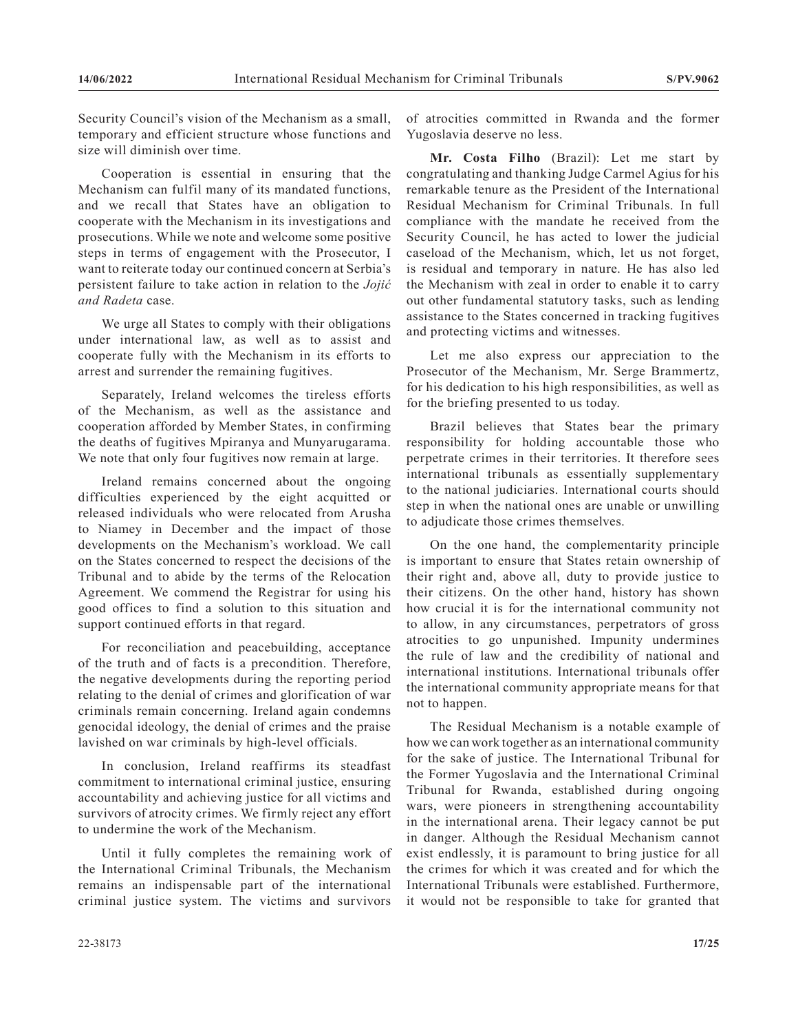Security Council's vision of the Mechanism as a small, temporary and efficient structure whose functions and size will diminish over time.

Cooperation is essential in ensuring that the Mechanism can fulfil many of its mandated functions, and we recall that States have an obligation to cooperate with the Mechanism in its investigations and prosecutions. While we note and welcome some positive steps in terms of engagement with the Prosecutor, I want to reiterate today our continued concern at Serbia's persistent failure to take action in relation to the *Jojić and Radeta* case.

We urge all States to comply with their obligations under international law, as well as to assist and cooperate fully with the Mechanism in its efforts to arrest and surrender the remaining fugitives.

Separately, Ireland welcomes the tireless efforts of the Mechanism, as well as the assistance and cooperation afforded by Member States, in confirming the deaths of fugitives Mpiranya and Munyarugarama. We note that only four fugitives now remain at large.

Ireland remains concerned about the ongoing difficulties experienced by the eight acquitted or released individuals who were relocated from Arusha to Niamey in December and the impact of those developments on the Mechanism's workload. We call on the States concerned to respect the decisions of the Tribunal and to abide by the terms of the Relocation Agreement. We commend the Registrar for using his good offices to find a solution to this situation and support continued efforts in that regard.

For reconciliation and peacebuilding, acceptance of the truth and of facts is a precondition. Therefore, the negative developments during the reporting period relating to the denial of crimes and glorification of war criminals remain concerning. Ireland again condemns genocidal ideology, the denial of crimes and the praise lavished on war criminals by high-level officials.

In conclusion, Ireland reaffirms its steadfast commitment to international criminal justice, ensuring accountability and achieving justice for all victims and survivors of atrocity crimes. We firmly reject any effort to undermine the work of the Mechanism.

Until it fully completes the remaining work of the International Criminal Tribunals, the Mechanism remains an indispensable part of the international criminal justice system. The victims and survivors of atrocities committed in Rwanda and the former Yugoslavia deserve no less.

**Mr. Costa Filho** (Brazil): Let me start by congratulating and thanking Judge Carmel Agius for his remarkable tenure as the President of the International Residual Mechanism for Criminal Tribunals. In full compliance with the mandate he received from the Security Council, he has acted to lower the judicial caseload of the Mechanism, which, let us not forget, is residual and temporary in nature. He has also led the Mechanism with zeal in order to enable it to carry out other fundamental statutory tasks, such as lending assistance to the States concerned in tracking fugitives and protecting victims and witnesses.

Let me also express our appreciation to the Prosecutor of the Mechanism, Mr. Serge Brammertz, for his dedication to his high responsibilities, as well as for the briefing presented to us today.

Brazil believes that States bear the primary responsibility for holding accountable those who perpetrate crimes in their territories. It therefore sees international tribunals as essentially supplementary to the national judiciaries. International courts should step in when the national ones are unable or unwilling to adjudicate those crimes themselves.

On the one hand, the complementarity principle is important to ensure that States retain ownership of their right and, above all, duty to provide justice to their citizens. On the other hand, history has shown how crucial it is for the international community not to allow, in any circumstances, perpetrators of gross atrocities to go unpunished. Impunity undermines the rule of law and the credibility of national and international institutions. International tribunals offer the international community appropriate means for that not to happen.

The Residual Mechanism is a notable example of how we can work together as an international community for the sake of justice. The International Tribunal for the Former Yugoslavia and the International Criminal Tribunal for Rwanda, established during ongoing wars, were pioneers in strengthening accountability in the international arena. Their legacy cannot be put in danger. Although the Residual Mechanism cannot exist endlessly, it is paramount to bring justice for all the crimes for which it was created and for which the International Tribunals were established. Furthermore, it would not be responsible to take for granted that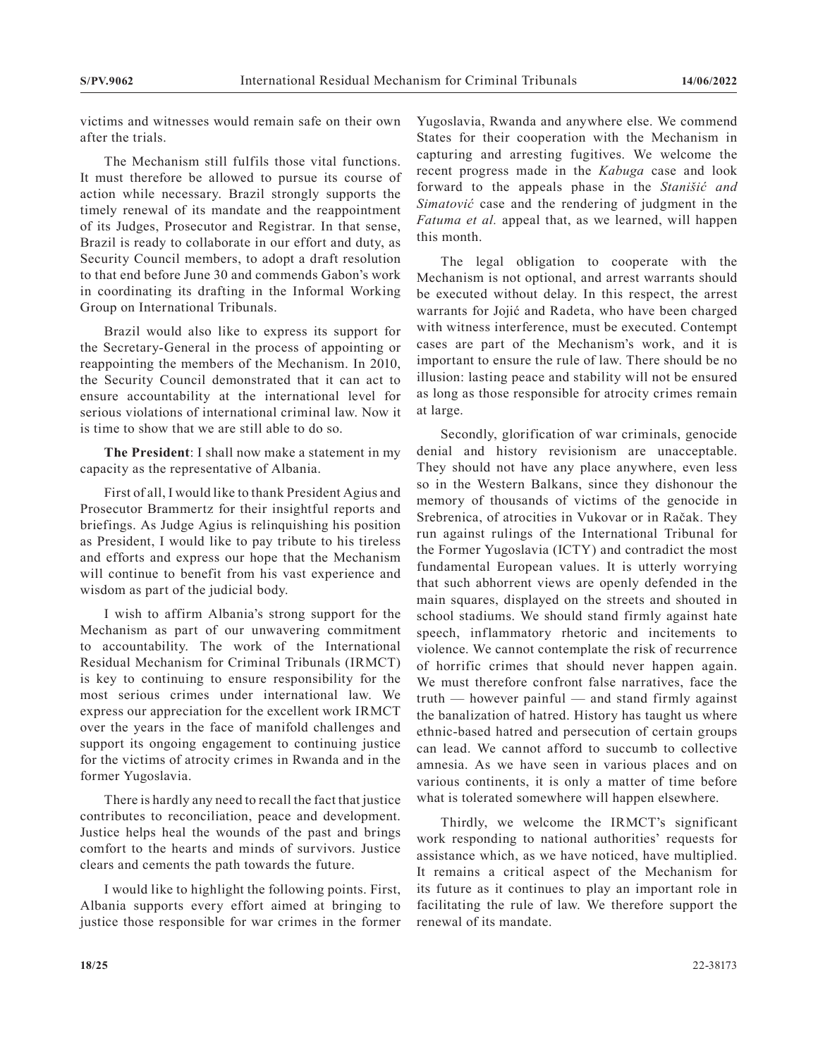victims and witnesses would remain safe on their own after the trials.

The Mechanism still fulfils those vital functions. It must therefore be allowed to pursue its course of action while necessary. Brazil strongly supports the timely renewal of its mandate and the reappointment of its Judges, Prosecutor and Registrar. In that sense, Brazil is ready to collaborate in our effort and duty, as Security Council members, to adopt a draft resolution to that end before June 30 and commends Gabon's work in coordinating its drafting in the Informal Working Group on International Tribunals.

Brazil would also like to express its support for the Secretary-General in the process of appointing or reappointing the members of the Mechanism. In 2010, the Security Council demonstrated that it can act to ensure accountability at the international level for serious violations of international criminal law. Now it is time to show that we are still able to do so.

**The President**: I shall now make a statement in my capacity as the representative of Albania.

First of all, I would like to thank President Agius and Prosecutor Brammertz for their insightful reports and briefings. As Judge Agius is relinquishing his position as President, I would like to pay tribute to his tireless and efforts and express our hope that the Mechanism will continue to benefit from his vast experience and wisdom as part of the judicial body.

I wish to affirm Albania's strong support for the Mechanism as part of our unwavering commitment to accountability. The work of the International Residual Mechanism for Criminal Tribunals (IRMCT) is key to continuing to ensure responsibility for the most serious crimes under international law. We express our appreciation for the excellent work IRMCT over the years in the face of manifold challenges and support its ongoing engagement to continuing justice for the victims of atrocity crimes in Rwanda and in the former Yugoslavia.

There is hardly any need to recall the fact that justice contributes to reconciliation, peace and development. Justice helps heal the wounds of the past and brings comfort to the hearts and minds of survivors. Justice clears and cements the path towards the future.

I would like to highlight the following points. First, Albania supports every effort aimed at bringing to justice those responsible for war crimes in the former Yugoslavia, Rwanda and anywhere else. We commend States for their cooperation with the Mechanism in capturing and arresting fugitives. We welcome the recent progress made in the *Kabuga* case and look forward to the appeals phase in the *Stanišić and Simatović* case and the rendering of judgment in the *Fatuma et al.* appeal that, as we learned, will happen this month.

The legal obligation to cooperate with the Mechanism is not optional, and arrest warrants should be executed without delay. In this respect, the arrest warrants for Jojić and Radeta, who have been charged with witness interference, must be executed. Contempt cases are part of the Mechanism's work, and it is important to ensure the rule of law. There should be no illusion: lasting peace and stability will not be ensured as long as those responsible for atrocity crimes remain at large.

Secondly, glorification of war criminals, genocide denial and history revisionism are unacceptable. They should not have any place anywhere, even less so in the Western Balkans, since they dishonour the memory of thousands of victims of the genocide in Srebrenica, of atrocities in Vukovar or in Račak. They run against rulings of the International Tribunal for the Former Yugoslavia (ICTY) and contradict the most fundamental European values. It is utterly worrying that such abhorrent views are openly defended in the main squares, displayed on the streets and shouted in school stadiums. We should stand firmly against hate speech, inflammatory rhetoric and incitements to violence. We cannot contemplate the risk of recurrence of horrific crimes that should never happen again. We must therefore confront false narratives, face the truth — however painful — and stand firmly against the banalization of hatred. History has taught us where ethnic-based hatred and persecution of certain groups can lead. We cannot afford to succumb to collective amnesia. As we have seen in various places and on various continents, it is only a matter of time before what is tolerated somewhere will happen elsewhere.

Thirdly, we welcome the IRMCT's significant work responding to national authorities' requests for assistance which, as we have noticed, have multiplied. It remains a critical aspect of the Mechanism for its future as it continues to play an important role in facilitating the rule of law. We therefore support the renewal of its mandate.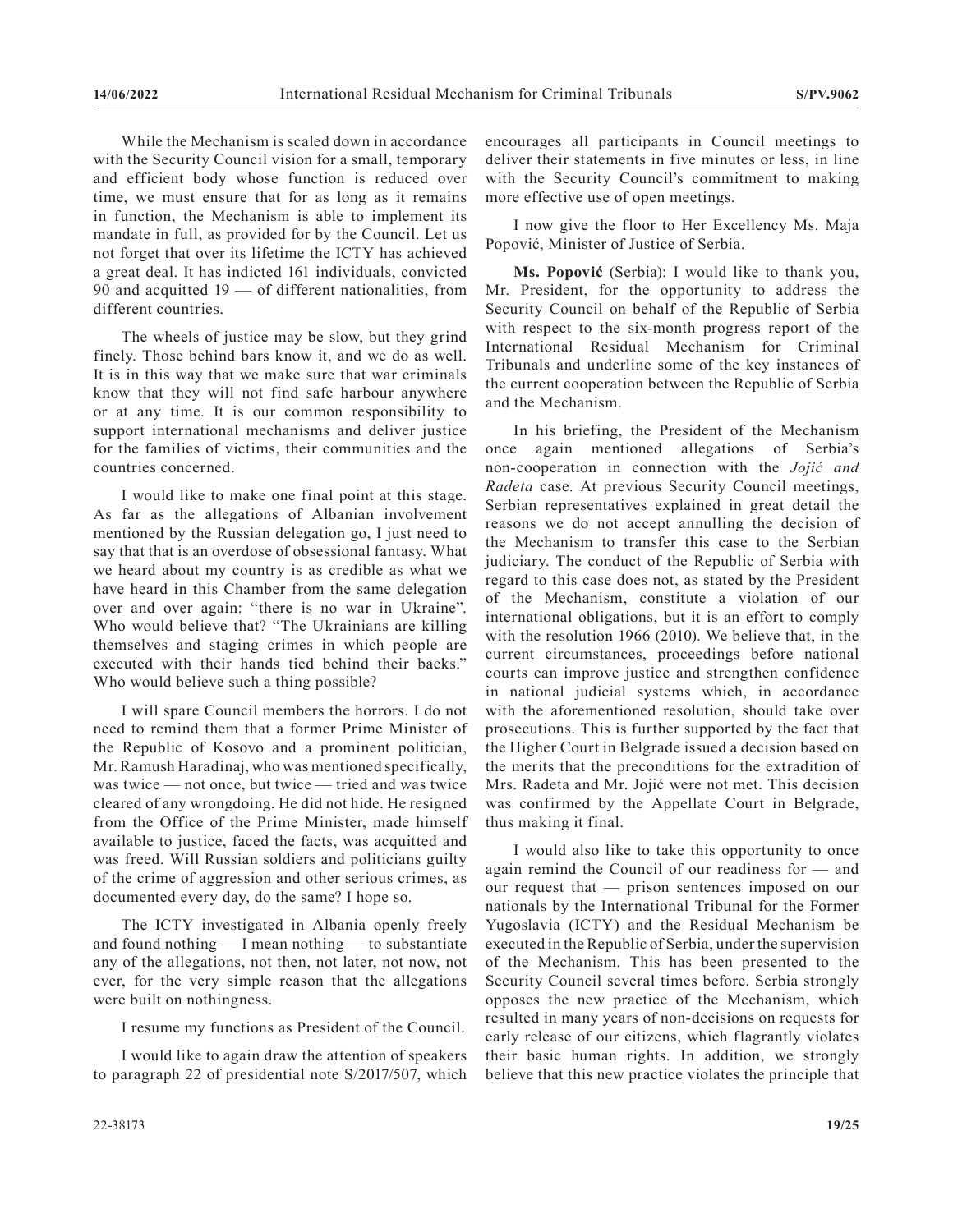While the Mechanism is scaled down in accordance with the Security Council vision for a small, temporary and efficient body whose function is reduced over time, we must ensure that for as long as it remains in function, the Mechanism is able to implement its mandate in full, as provided for by the Council. Let us not forget that over its lifetime the ICTY has achieved a great deal. It has indicted 161 individuals, convicted 90 and acquitted 19 — of different nationalities, from different countries.

The wheels of justice may be slow, but they grind finely. Those behind bars know it, and we do as well. It is in this way that we make sure that war criminals know that they will not find safe harbour anywhere or at any time. It is our common responsibility to support international mechanisms and deliver justice for the families of victims, their communities and the countries concerned.

I would like to make one final point at this stage. As far as the allegations of Albanian involvement mentioned by the Russian delegation go, I just need to say that that is an overdose of obsessional fantasy. What we heard about my country is as credible as what we have heard in this Chamber from the same delegation over and over again: "there is no war in Ukraine". Who would believe that? "The Ukrainians are killing themselves and staging crimes in which people are executed with their hands tied behind their backs." Who would believe such a thing possible?

I will spare Council members the horrors. I do not need to remind them that a former Prime Minister of the Republic of Kosovo and a prominent politician, Mr. Ramush Haradinaj, who was mentioned specifically, was twice — not once, but twice — tried and was twice cleared of any wrongdoing. He did not hide. He resigned from the Office of the Prime Minister, made himself available to justice, faced the facts, was acquitted and was freed. Will Russian soldiers and politicians guilty of the crime of aggression and other serious crimes, as documented every day, do the same? I hope so.

The ICTY investigated in Albania openly freely and found nothing — I mean nothing — to substantiate any of the allegations, not then, not later, not now, not ever, for the very simple reason that the allegations were built on nothingness.

I resume my functions as President of the Council.

I would like to again draw the attention of speakers to paragraph 22 of presidential note S/2017/507, which encourages all participants in Council meetings to deliver their statements in five minutes or less, in line with the Security Council's commitment to making more effective use of open meetings.

I now give the floor to Her Excellency Ms. Maja Popović, Minister of Justice of Serbia.

**Ms. Popović** (Serbia): I would like to thank you, Mr. President, for the opportunity to address the Security Council on behalf of the Republic of Serbia with respect to the six-month progress report of the International Residual Mechanism for Criminal Tribunals and underline some of the key instances of the current cooperation between the Republic of Serbia and the Mechanism.

In his briefing, the President of the Mechanism once again mentioned allegations of Serbia's non-cooperation in connection with the *Jojić and Radeta* case. At previous Security Council meetings, Serbian representatives explained in great detail the reasons we do not accept annulling the decision of the Mechanism to transfer this case to the Serbian judiciary. The conduct of the Republic of Serbia with regard to this case does not, as stated by the President of the Mechanism, constitute a violation of our international obligations, but it is an effort to comply with the resolution 1966 (2010). We believe that, in the current circumstances, proceedings before national courts can improve justice and strengthen confidence in national judicial systems which, in accordance with the aforementioned resolution, should take over prosecutions. This is further supported by the fact that the Higher Court in Belgrade issued a decision based on the merits that the preconditions for the extradition of Mrs. Radeta and Mr. Jojić were not met. This decision was confirmed by the Appellate Court in Belgrade, thus making it final.

I would also like to take this opportunity to once again remind the Council of our readiness for — and our request that — prison sentences imposed on our nationals by the International Tribunal for the Former Yugoslavia (ICTY) and the Residual Mechanism be executed in the Republic of Serbia, under the supervision of the Mechanism. This has been presented to the Security Council several times before. Serbia strongly opposes the new practice of the Mechanism, which resulted in many years of non-decisions on requests for early release of our citizens, which flagrantly violates their basic human rights. In addition, we strongly believe that this new practice violates the principle that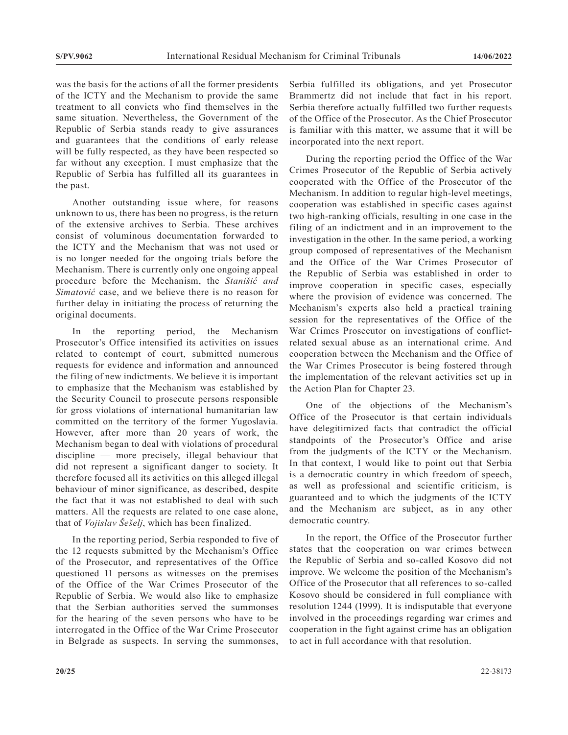was the basis for the actions of all the former presidents of the ICTY and the Mechanism to provide the same treatment to all convicts who find themselves in the same situation. Nevertheless, the Government of the Republic of Serbia stands ready to give assurances and guarantees that the conditions of early release will be fully respected, as they have been respected so far without any exception. I must emphasize that the Republic of Serbia has fulfilled all its guarantees in the past.

Another outstanding issue where, for reasons unknown to us, there has been no progress, is the return of the extensive archives to Serbia. These archives consist of voluminous documentation forwarded to the ICTY and the Mechanism that was not used or is no longer needed for the ongoing trials before the Mechanism. There is currently only one ongoing appeal procedure before the Mechanism, the *Stanišić and Simatović* case, and we believe there is no reason for further delay in initiating the process of returning the original documents.

In the reporting period, the Mechanism Prosecutor's Office intensified its activities on issues related to contempt of court, submitted numerous requests for evidence and information and announced the filing of new indictments. We believe it is important to emphasize that the Mechanism was established by the Security Council to prosecute persons responsible for gross violations of international humanitarian law committed on the territory of the former Yugoslavia. However, after more than 20 years of work, the Mechanism began to deal with violations of procedural discipline — more precisely, illegal behaviour that did not represent a significant danger to society. It therefore focused all its activities on this alleged illegal behaviour of minor significance, as described, despite the fact that it was not established to deal with such matters. All the requests are related to one case alone, that of *Vojislav Šešelj*, which has been finalized.

In the reporting period, Serbia responded to five of the 12 requests submitted by the Mechanism's Office of the Prosecutor, and representatives of the Office questioned 11 persons as witnesses on the premises of the Office of the War Crimes Prosecutor of the Republic of Serbia. We would also like to emphasize that the Serbian authorities served the summonses for the hearing of the seven persons who have to be interrogated in the Office of the War Crime Prosecutor in Belgrade as suspects. In serving the summonses, Serbia fulfilled its obligations, and yet Prosecutor Brammertz did not include that fact in his report. Serbia therefore actually fulfilled two further requests of the Office of the Prosecutor. As the Chief Prosecutor is familiar with this matter, we assume that it will be incorporated into the next report.

During the reporting period the Office of the War Crimes Prosecutor of the Republic of Serbia actively cooperated with the Office of the Prosecutor of the Mechanism. In addition to regular high-level meetings, cooperation was established in specific cases against two high-ranking officials, resulting in one case in the filing of an indictment and in an improvement to the investigation in the other. In the same period, a working group composed of representatives of the Mechanism and the Office of the War Crimes Prosecutor of the Republic of Serbia was established in order to improve cooperation in specific cases, especially where the provision of evidence was concerned. The Mechanism's experts also held a practical training session for the representatives of the Office of the War Crimes Prosecutor on investigations of conflict-related sexual abuse as an international crime. And cooperation between the Mechanism and the Office of the War Crimes Prosecutor is being fostered through the implementation of the relevant activities set up in the Action Plan for Chapter 23.

One of the objections of the Mechanism's Office of the Prosecutor is that certain individuals have delegitimized facts that contradict the official standpoints of the Prosecutor's Office and arise from the judgments of the ICTY or the Mechanism. In that context, I would like to point out that Serbia is a democratic country in which freedom of speech, as well as professional and scientific criticism, is guaranteed and to which the judgments of the ICTY and the Mechanism are subject, as in any other democratic country.

In the report, the Office of the Prosecutor further states that the cooperation on war crimes between the Republic of Serbia and so-called Kosovo did not improve. We welcome the position of the Mechanism's Office of the Prosecutor that all references to so-called Kosovo should be considered in full compliance with resolution 1244 (1999). It is indisputable that everyone involved in the proceedings regarding war crimes and cooperation in the fight against crime has an obligation to act in full accordance with that resolution.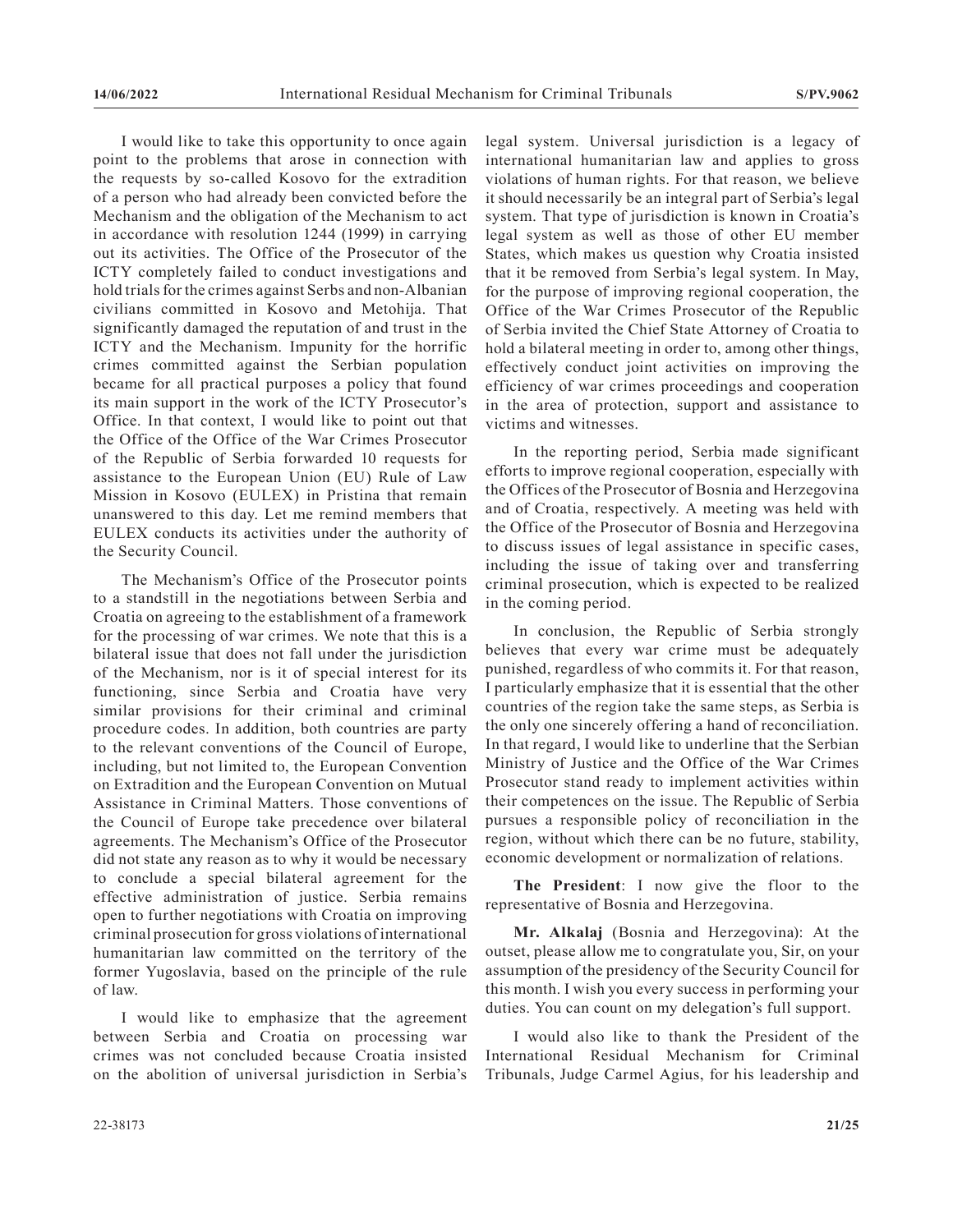I would like to take this opportunity to once again point to the problems that arose in connection with the requests by so-called Kosovo for the extradition of a person who had already been convicted before the Mechanism and the obligation of the Mechanism to act in accordance with resolution 1244 (1999) in carrying out its activities. The Office of the Prosecutor of the ICTY completely failed to conduct investigations and hold trials for the crimes against Serbs and non-Albanian civilians committed in Kosovo and Metohija. That significantly damaged the reputation of and trust in the ICTY and the Mechanism. Impunity for the horrific crimes committed against the Serbian population became for all practical purposes a policy that found its main support in the work of the ICTY Prosecutor's Office. In that context, I would like to point out that the Office of the Office of the War Crimes Prosecutor of the Republic of Serbia forwarded 10 requests for assistance to the European Union (EU) Rule of Law Mission in Kosovo (EULEX) in Pristina that remain unanswered to this day. Let me remind members that EULEX conducts its activities under the authority of the Security Council.

The Mechanism's Office of the Prosecutor points to a standstill in the negotiations between Serbia and Croatia on agreeing to the establishment of a framework for the processing of war crimes. We note that this is a bilateral issue that does not fall under the jurisdiction of the Mechanism, nor is it of special interest for its functioning, since Serbia and Croatia have very similar provisions for their criminal and criminal procedure codes. In addition, both countries are party to the relevant conventions of the Council of Europe, including, but not limited to, the European Convention on Extradition and the European Convention on Mutual Assistance in Criminal Matters. Those conventions of the Council of Europe take precedence over bilateral agreements. The Mechanism's Office of the Prosecutor did not state any reason as to why it would be necessary to conclude a special bilateral agreement for the effective administration of justice. Serbia remains open to further negotiations with Croatia on improving criminal prosecution for gross violations of international humanitarian law committed on the territory of the former Yugoslavia, based on the principle of the rule of law.

I would like to emphasize that the agreement between Serbia and Croatia on processing war crimes was not concluded because Croatia insisted on the abolition of universal jurisdiction in Serbia's legal system. Universal jurisdiction is a legacy of international humanitarian law and applies to gross violations of human rights. For that reason, we believe it should necessarily be an integral part of Serbia's legal system. That type of jurisdiction is known in Croatia's legal system as well as those of other EU member States, which makes us question why Croatia insisted that it be removed from Serbia's legal system. In May, for the purpose of improving regional cooperation, the Office of the War Crimes Prosecutor of the Republic of Serbia invited the Chief State Attorney of Croatia to hold a bilateral meeting in order to, among other things, effectively conduct joint activities on improving the efficiency of war crimes proceedings and cooperation in the area of protection, support and assistance to victims and witnesses.

In the reporting period, Serbia made significant efforts to improve regional cooperation, especially with the Offices of the Prosecutor of Bosnia and Herzegovina and of Croatia, respectively. A meeting was held with the Office of the Prosecutor of Bosnia and Herzegovina to discuss issues of legal assistance in specific cases, including the issue of taking over and transferring criminal prosecution, which is expected to be realized in the coming period.

In conclusion, the Republic of Serbia strongly believes that every war crime must be adequately punished, regardless of who commits it. For that reason, I particularly emphasize that it is essential that the other countries of the region take the same steps, as Serbia is the only one sincerely offering a hand of reconciliation. In that regard, I would like to underline that the Serbian Ministry of Justice and the Office of the War Crimes Prosecutor stand ready to implement activities within their competences on the issue. The Republic of Serbia pursues a responsible policy of reconciliation in the region, without which there can be no future, stability, economic development or normalization of relations.

**The President**: I now give the floor to the representative of Bosnia and Herzegovina.

**Mr. Alkalaj** (Bosnia and Herzegovina): At the outset, please allow me to congratulate you, Sir, on your assumption of the presidency of the Security Council for this month. I wish you every success in performing your duties. You can count on my delegation's full support.

I would also like to thank the President of the International Residual Mechanism for Criminal Tribunals, Judge Carmel Agius, for his leadership and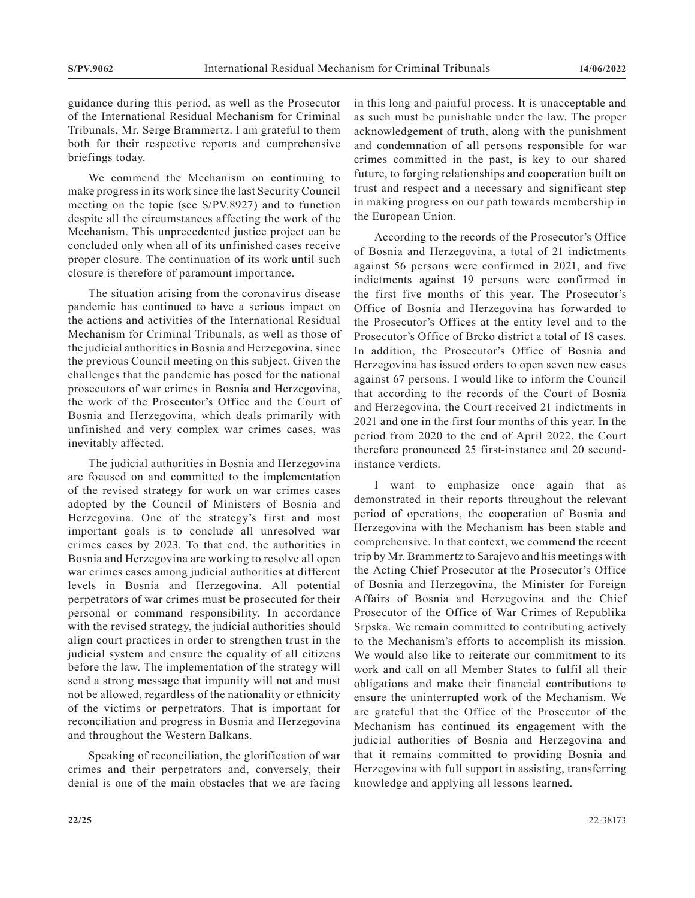guidance during this period, as well as the Prosecutor of the International Residual Mechanism for Criminal Tribunals, Mr. Serge Brammertz. I am grateful to them both for their respective reports and comprehensive briefings today.

We commend the Mechanism on continuing to make progress in its work since the last Security Council meeting on the topic (see S/PV.8927) and to function despite all the circumstances affecting the work of the Mechanism. This unprecedented justice project can be concluded only when all of its unfinished cases receive proper closure. The continuation of its work until such closure is therefore of paramount importance.

The situation arising from the coronavirus disease pandemic has continued to have a serious impact on the actions and activities of the International Residual Mechanism for Criminal Tribunals, as well as those of the judicial authorities in Bosnia and Herzegovina, since the previous Council meeting on this subject. Given the challenges that the pandemic has posed for the national prosecutors of war crimes in Bosnia and Herzegovina, the work of the Prosecutor's Office and the Court of Bosnia and Herzegovina, which deals primarily with unfinished and very complex war crimes cases, was inevitably affected.

The judicial authorities in Bosnia and Herzegovina are focused on and committed to the implementation of the revised strategy for work on war crimes cases adopted by the Council of Ministers of Bosnia and Herzegovina. One of the strategy's first and most important goals is to conclude all unresolved war crimes cases by 2023. To that end, the authorities in Bosnia and Herzegovina are working to resolve all open war crimes cases among judicial authorities at different levels in Bosnia and Herzegovina. All potential perpetrators of war crimes must be prosecuted for their personal or command responsibility. In accordance with the revised strategy, the judicial authorities should align court practices in order to strengthen trust in the judicial system and ensure the equality of all citizens before the law. The implementation of the strategy will send a strong message that impunity will not and must not be allowed, regardless of the nationality or ethnicity of the victims or perpetrators. That is important for reconciliation and progress in Bosnia and Herzegovina and throughout the Western Balkans.

Speaking of reconciliation, the glorification of war crimes and their perpetrators and, conversely, their denial is one of the main obstacles that we are facing in this long and painful process. It is unacceptable and as such must be punishable under the law. The proper acknowledgement of truth, along with the punishment and condemnation of all persons responsible for war crimes committed in the past, is key to our shared future, to forging relationships and cooperation built on trust and respect and a necessary and significant step in making progress on our path towards membership in the European Union.

According to the records of the Prosecutor's Office of Bosnia and Herzegovina, a total of 21 indictments against 56 persons were confirmed in 2021, and five indictments against 19 persons were confirmed in the first five months of this year. The Prosecutor's Office of Bosnia and Herzegovina has forwarded to the Prosecutor's Offices at the entity level and to the Prosecutor's Office of Brcko district a total of 18 cases. In addition, the Prosecutor's Office of Bosnia and Herzegovina has issued orders to open seven new cases against 67 persons. I would like to inform the Council that according to the records of the Court of Bosnia and Herzegovina, the Court received 21 indictments in 2021 and one in the first four months of this year. In the period from 2020 to the end of April 2022, the Court therefore pronounced 25 first-instance and 20 second-instance verdicts.

I want to emphasize once again that as demonstrated in their reports throughout the relevant period of operations, the cooperation of Bosnia and Herzegovina with the Mechanism has been stable and comprehensive. In that context, we commend the recent trip by Mr. Brammertz to Sarajevo and his meetings with the Acting Chief Prosecutor at the Prosecutor's Office of Bosnia and Herzegovina, the Minister for Foreign Affairs of Bosnia and Herzegovina and the Chief Prosecutor of the Office of War Crimes of Republika Srpska. We remain committed to contributing actively to the Mechanism's efforts to accomplish its mission. We would also like to reiterate our commitment to its work and call on all Member States to fulfil all their obligations and make their financial contributions to ensure the uninterrupted work of the Mechanism. We are grateful that the Office of the Prosecutor of the Mechanism has continued its engagement with the judicial authorities of Bosnia and Herzegovina and that it remains committed to providing Bosnia and Herzegovina with full support in assisting, transferring knowledge and applying all lessons learned.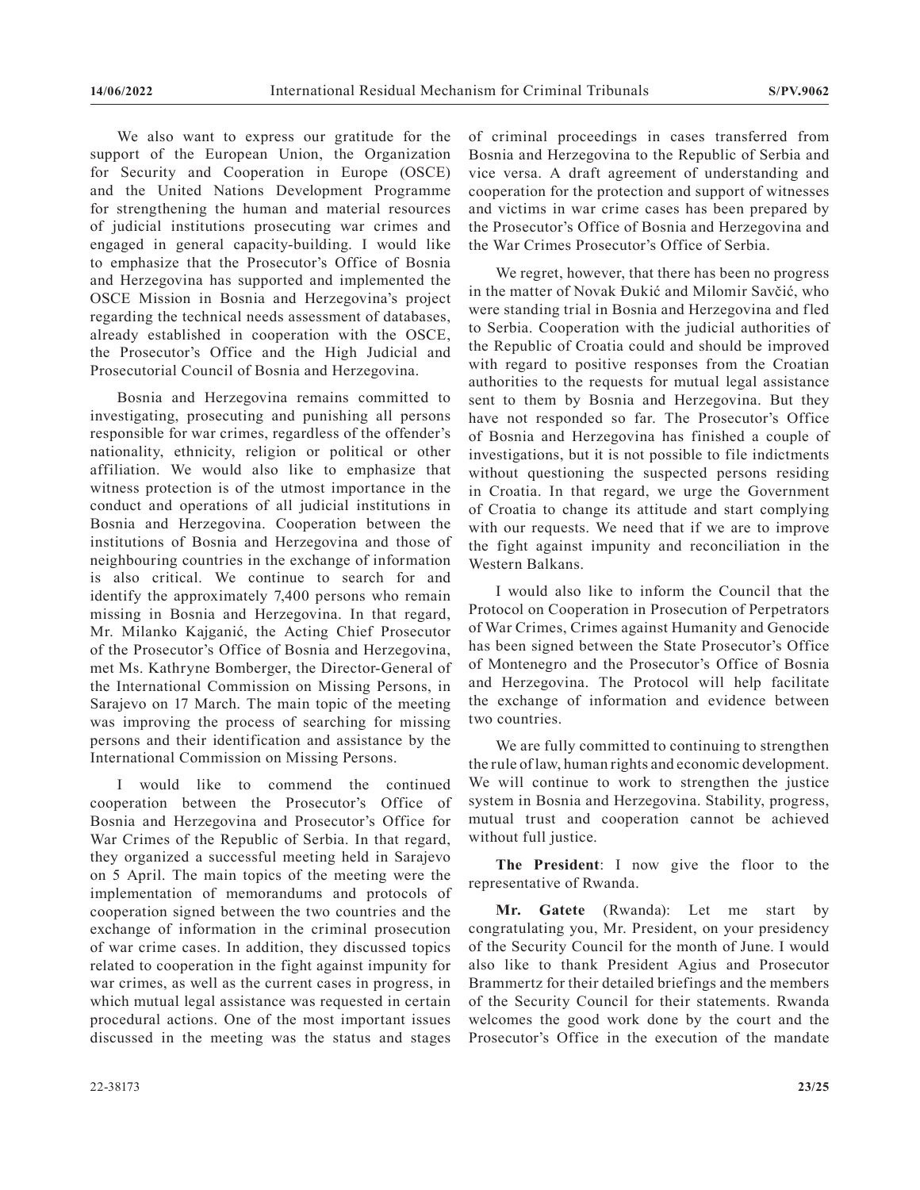We also want to express our gratitude for the support of the European Union, the Organization for Security and Cooperation in Europe (OSCE) and the United Nations Development Programme for strengthening the human and material resources of judicial institutions prosecuting war crimes and engaged in general capacity-building. I would like to emphasize that the Prosecutor's Office of Bosnia and Herzegovina has supported and implemented the OSCE Mission in Bosnia and Herzegovina's project regarding the technical needs assessment of databases, already established in cooperation with the OSCE, the Prosecutor's Office and the High Judicial and Prosecutorial Council of Bosnia and Herzegovina.

Bosnia and Herzegovina remains committed to investigating, prosecuting and punishing all persons responsible for war crimes, regardless of the offender's nationality, ethnicity, religion or political or other affiliation. We would also like to emphasize that witness protection is of the utmost importance in the conduct and operations of all judicial institutions in Bosnia and Herzegovina. Cooperation between the institutions of Bosnia and Herzegovina and those of neighbouring countries in the exchange of information is also critical. We continue to search for and identify the approximately 7,400 persons who remain missing in Bosnia and Herzegovina. In that regard, Mr. Milanko Kajganić, the Acting Chief Prosecutor of the Prosecutor's Office of Bosnia and Herzegovina, met Ms. Kathryne Bomberger, the Director-General of the International Commission on Missing Persons, in Sarajevo on 17 March. The main topic of the meeting was improving the process of searching for missing persons and their identification and assistance by the International Commission on Missing Persons.

I would like to commend the continued cooperation between the Prosecutor's Office of Bosnia and Herzegovina and Prosecutor's Office for War Crimes of the Republic of Serbia. In that regard, they organized a successful meeting held in Sarajevo on 5 April. The main topics of the meeting were the implementation of memorandums and protocols of cooperation signed between the two countries and the exchange of information in the criminal prosecution of war crime cases. In addition, they discussed topics related to cooperation in the fight against impunity for war crimes, as well as the current cases in progress, in which mutual legal assistance was requested in certain procedural actions. One of the most important issues discussed in the meeting was the status and stages of criminal proceedings in cases transferred from Bosnia and Herzegovina to the Republic of Serbia and vice versa. A draft agreement of understanding and cooperation for the protection and support of witnesses and victims in war crime cases has been prepared by the Prosecutor's Office of Bosnia and Herzegovina and the War Crimes Prosecutor's Office of Serbia.

We regret, however, that there has been no progress in the matter of Novak Đukić and Milomir Savčić, who were standing trial in Bosnia and Herzegovina and fled to Serbia. Cooperation with the judicial authorities of the Republic of Croatia could and should be improved with regard to positive responses from the Croatian authorities to the requests for mutual legal assistance sent to them by Bosnia and Herzegovina. But they have not responded so far. The Prosecutor's Office of Bosnia and Herzegovina has finished a couple of investigations, but it is not possible to file indictments without questioning the suspected persons residing in Croatia. In that regard, we urge the Government of Croatia to change its attitude and start complying with our requests. We need that if we are to improve the fight against impunity and reconciliation in the Western Balkans.

I would also like to inform the Council that the Protocol on Cooperation in Prosecution of Perpetrators of War Crimes, Crimes against Humanity and Genocide has been signed between the State Prosecutor's Office of Montenegro and the Prosecutor's Office of Bosnia and Herzegovina. The Protocol will help facilitate the exchange of information and evidence between two countries.

We are fully committed to continuing to strengthen the rule of law, human rights and economic development. We will continue to work to strengthen the justice system in Bosnia and Herzegovina. Stability, progress, mutual trust and cooperation cannot be achieved without full justice.

**The President**: I now give the floor to the representative of Rwanda.

**Mr. Gatete** (Rwanda): Let me start by congratulating you, Mr. President, on your presidency of the Security Council for the month of June. I would also like to thank President Agius and Prosecutor Brammertz for their detailed briefings and the members of the Security Council for their statements. Rwanda welcomes the good work done by the court and the Prosecutor's Office in the execution of the mandate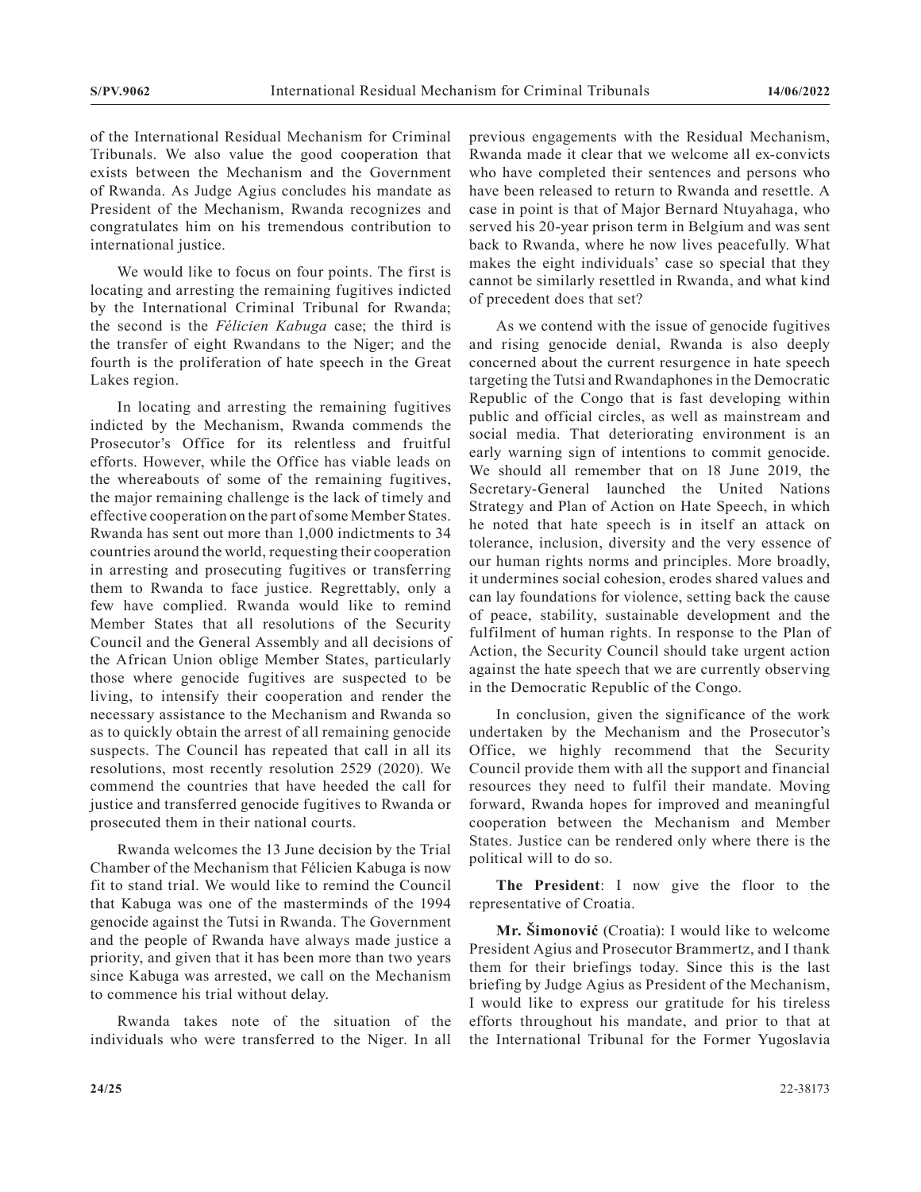of the International Residual Mechanism for Criminal Tribunals. We also value the good cooperation that exists between the Mechanism and the Government of Rwanda. As Judge Agius concludes his mandate as President of the Mechanism, Rwanda recognizes and congratulates him on his tremendous contribution to international justice.

We would like to focus on four points. The first is locating and arresting the remaining fugitives indicted by the International Criminal Tribunal for Rwanda; the second is the *Félicien Kabuga* case; the third is the transfer of eight Rwandans to the Niger; and the fourth is the proliferation of hate speech in the Great Lakes region.

In locating and arresting the remaining fugitives indicted by the Mechanism, Rwanda commends the Prosecutor's Office for its relentless and fruitful efforts. However, while the Office has viable leads on the whereabouts of some of the remaining fugitives, the major remaining challenge is the lack of timely and effective cooperation on the part of some Member States. Rwanda has sent out more than 1,000 indictments to 34 countries around the world, requesting their cooperation in arresting and prosecuting fugitives or transferring them to Rwanda to face justice. Regrettably, only a few have complied. Rwanda would like to remind Member States that all resolutions of the Security Council and the General Assembly and all decisions of the African Union oblige Member States, particularly those where genocide fugitives are suspected to be living, to intensify their cooperation and render the necessary assistance to the Mechanism and Rwanda so as to quickly obtain the arrest of all remaining genocide suspects. The Council has repeated that call in all its resolutions, most recently resolution 2529 (2020). We commend the countries that have heeded the call for justice and transferred genocide fugitives to Rwanda or prosecuted them in their national courts.

Rwanda welcomes the 13 June decision by the Trial Chamber of the Mechanism that Félicien Kabuga is now fit to stand trial. We would like to remind the Council that Kabuga was one of the masterminds of the 1994 genocide against the Tutsi in Rwanda. The Government and the people of Rwanda have always made justice a priority, and given that it has been more than two years since Kabuga was arrested, we call on the Mechanism to commence his trial without delay.

Rwanda takes note of the situation of the individuals who were transferred to the Niger. In all previous engagements with the Residual Mechanism, Rwanda made it clear that we welcome all ex-convicts who have completed their sentences and persons who have been released to return to Rwanda and resettle. A case in point is that of Major Bernard Ntuyahaga, who served his 20-year prison term in Belgium and was sent back to Rwanda, where he now lives peacefully. What makes the eight individuals' case so special that they cannot be similarly resettled in Rwanda, and what kind of precedent does that set?

As we contend with the issue of genocide fugitives and rising genocide denial, Rwanda is also deeply concerned about the current resurgence in hate speech targeting the Tutsi and Rwandaphones in the Democratic Republic of the Congo that is fast developing within public and official circles, as well as mainstream and social media. That deteriorating environment is an early warning sign of intentions to commit genocide. We should all remember that on 18 June 2019, the Secretary-General launched the United Nations Strategy and Plan of Action on Hate Speech, in which he noted that hate speech is in itself an attack on tolerance, inclusion, diversity and the very essence of our human rights norms and principles. More broadly, it undermines social cohesion, erodes shared values and can lay foundations for violence, setting back the cause of peace, stability, sustainable development and the fulfilment of human rights. In response to the Plan of Action, the Security Council should take urgent action against the hate speech that we are currently observing in the Democratic Republic of the Congo.

In conclusion, given the significance of the work undertaken by the Mechanism and the Prosecutor's Office, we highly recommend that the Security Council provide them with all the support and financial resources they need to fulfil their mandate. Moving forward, Rwanda hopes for improved and meaningful cooperation between the Mechanism and Member States. Justice can be rendered only where there is the political will to do so.

**The President**: I now give the floor to the representative of Croatia.

**Mr. Šimonović** (Croatia): I would like to welcome President Agius and Prosecutor Brammertz, and I thank them for their briefings today. Since this is the last briefing by Judge Agius as President of the Mechanism, I would like to express our gratitude for his tireless efforts throughout his mandate, and prior to that at the International Tribunal for the Former Yugoslavia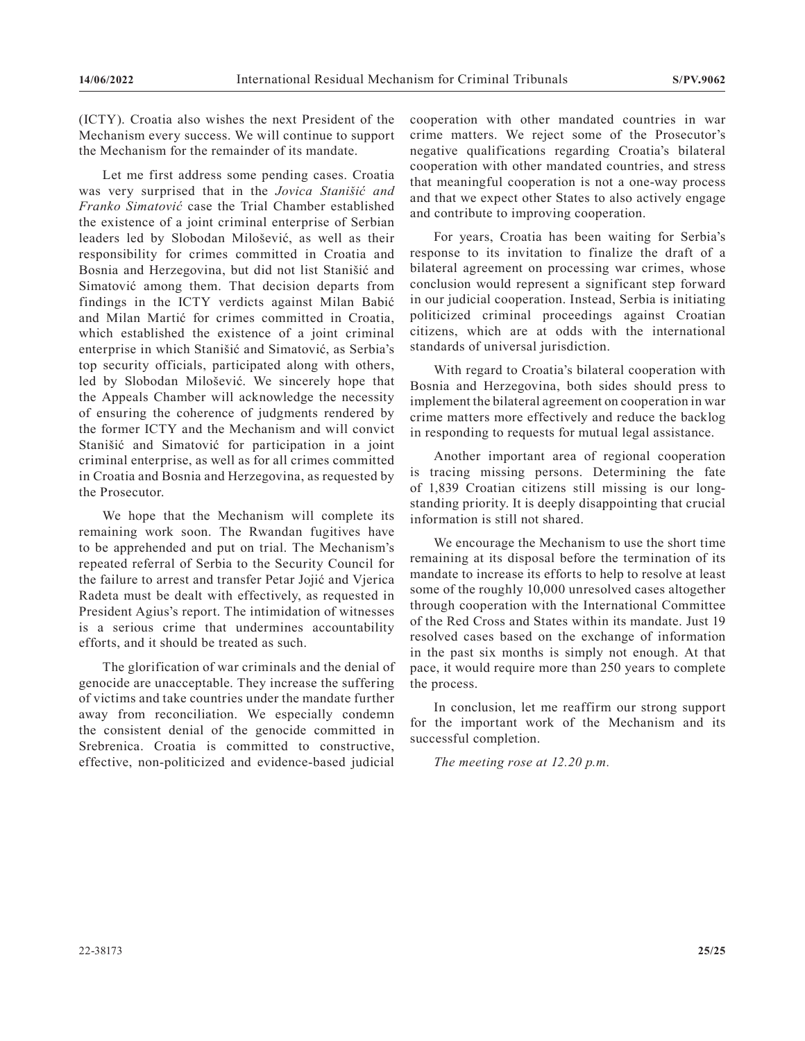(ICTY). Croatia also wishes the next President of the Mechanism every success. We will continue to support the Mechanism for the remainder of its mandate.

Let me first address some pending cases. Croatia was very surprised that in the *Jovica Stanišić and Franko Simatović* case the Trial Chamber established the existence of a joint criminal enterprise of Serbian leaders led by Slobodan Milošević, as well as their responsibility for crimes committed in Croatia and Bosnia and Herzegovina, but did not list Stanišić and Simatović among them. That decision departs from findings in the ICTY verdicts against Milan Babić and Milan Martić for crimes committed in Croatia, which established the existence of a joint criminal enterprise in which Stanišić and Simatović, as Serbia's top security officials, participated along with others, led by Slobodan Milošević. We sincerely hope that the Appeals Chamber will acknowledge the necessity of ensuring the coherence of judgments rendered by the former ICTY and the Mechanism and will convict Stanišić and Simatović for participation in a joint criminal enterprise, as well as for all crimes committed in Croatia and Bosnia and Herzegovina, as requested by the Prosecutor.

We hope that the Mechanism will complete its remaining work soon. The Rwandan fugitives have to be apprehended and put on trial. The Mechanism's repeated referral of Serbia to the Security Council for the failure to arrest and transfer Petar Jojić and Vjerica Radeta must be dealt with effectively, as requested in President Agius's report. The intimidation of witnesses is a serious crime that undermines accountability efforts, and it should be treated as such.

The glorification of war criminals and the denial of genocide are unacceptable. They increase the suffering of victims and take countries under the mandate further away from reconciliation. We especially condemn the consistent denial of the genocide committed in Srebrenica. Croatia is committed to constructive, effective, non-politicized and evidence-based judicial cooperation with other mandated countries in war crime matters. We reject some of the Prosecutor's negative qualifications regarding Croatia's bilateral cooperation with other mandated countries, and stress that meaningful cooperation is not a one-way process and that we expect other States to also actively engage and contribute to improving cooperation.

For years, Croatia has been waiting for Serbia's response to its invitation to finalize the draft of a bilateral agreement on processing war crimes, whose conclusion would represent a significant step forward in our judicial cooperation. Instead, Serbia is initiating politicized criminal proceedings against Croatian citizens, which are at odds with the international standards of universal jurisdiction.

With regard to Croatia's bilateral cooperation with Bosnia and Herzegovina, both sides should press to implement the bilateral agreement on cooperation in war crime matters more effectively and reduce the backlog in responding to requests for mutual legal assistance.

Another important area of regional cooperation is tracing missing persons. Determining the fate of 1,839 Croatian citizens still missing is our long-standing priority. It is deeply disappointing that crucial information is still not shared.

We encourage the Mechanism to use the short time remaining at its disposal before the termination of its mandate to increase its efforts to help to resolve at least some of the roughly 10,000 unresolved cases altogether through cooperation with the International Committee of the Red Cross and States within its mandate. Just 19 resolved cases based on the exchange of information in the past six months is simply not enough. At that pace, it would require more than 250 years to complete the process.

In conclusion, let me reaffirm our strong support for the important work of the Mechanism and its successful completion.

*The meeting rose at 12.20 p.m.*